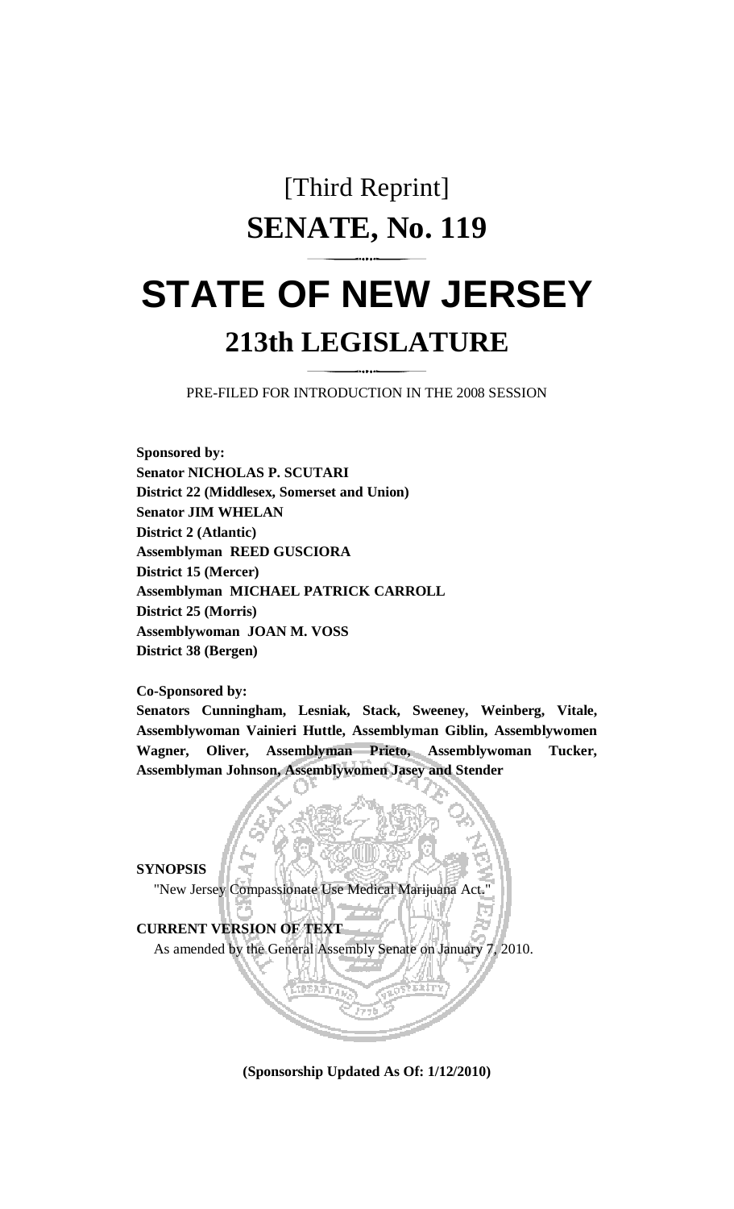# [Third Reprint]

# SENATE, No. 119

# STATE OF NEW JERSEY

## 213th LEGISLATURE

PRE-FILED FOR INTRODUCTION IN THE 2008 SESSION

**Sponsored by:**
**Senator NICHOLAS P. SCUTARI**
**District 22 (Middlesex, Somerset and Union)**
**Senator JIM WHELAN**
**District 2 (Atlantic)**
**Assemblyman REED GUSCIORA**
**District 15 (Mercer)**
**Assemblyman MICHAEL PATRICK CARROLL**
**District 25 (Morris)**
**Assemblywoman JOAN M. VOSS**
**District 38 (Bergen)**

**Co-Sponsored by:**
**Senators Cunningham, Lesniak, Stack, Sweeney, Weinberg, Vitale, Assemblywoman Vainieri Huttle, Assemblyman Giblin, Assemblywomen Wagner, Oliver, Assemblyman Prieto, Assemblywoman Tucker, Assemblyman Johnson, Assemblywomen Jasey and Stender**

**SYNOPSIS**

"New Jersey Compassionate Use Medical Marijuana Act."

**CURRENT VERSION OF TEXT**

As amended by the General Assembly Senate on January 7, 2010.

**(Sponsorship Updated As Of: 1/12/2010)**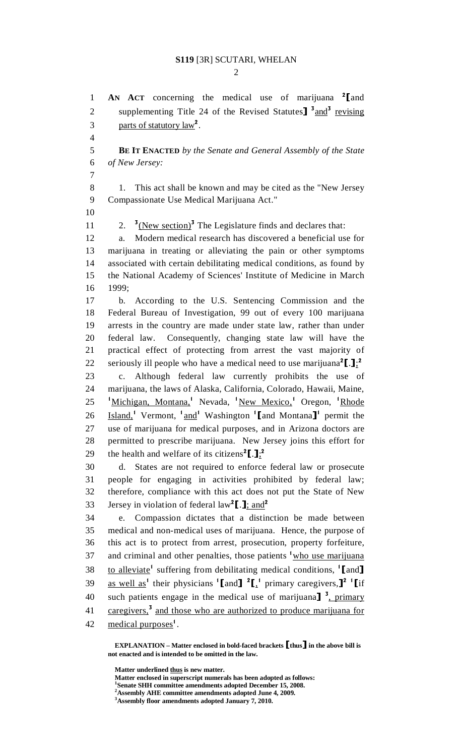**S119** [3R] SCUTARI, WHELAN

**AN ACT** concerning the medical use of marijuana [2]⟦and supplementing Title 24 of the Revised Statutes⟧ [3]and[3] revising parts of statutory law[2].

**BE IT ENACTED** *by the Senate and General Assembly of the State of New Jersey:*

1. This act shall be known and may be cited as the "New Jersey Compassionate Use Medical Marijuana Act."

2. [3](New section)[3] The Legislature finds and declares that:

a. Modern medical research has discovered a beneficial use for marijuana in treating or alleviating the pain or other symptoms associated with certain debilitating medical conditions, as found by the National Academy of Sciences' Institute of Medicine in March 1999;

b. According to the U.S. Sentencing Commission and the Federal Bureau of Investigation, 99 out of every 100 marijuana arrests in the country are made under state law, rather than under federal law. Consequently, changing state law will have the practical effect of protecting from arrest the vast majority of seriously ill people who have a medical need to use marijuana[2]⟦.⟧;[2]

c. Although federal law currently prohibits the use of marijuana, the laws of Alaska, California, Colorado, Hawaii, Maine, [1]Michigan, Montana,[1] Nevada, [1]New Mexico,[1] Oregon, [1]Rhode Island,[1] Vermont, [1]and[1] Washington [1]⟦and Montana⟧[1] permit the use of marijuana for medical purposes, and in Arizona doctors are permitted to prescribe marijuana. New Jersey joins this effort for the health and welfare of its citizens[2]⟦.⟧;[2]

d. States are not required to enforce federal law or prosecute people for engaging in activities prohibited by federal law; therefore, compliance with this act does not put the State of New Jersey in violation of federal law[2]⟦.⟧; and[2]

e. Compassion dictates that a distinction be made between medical and non-medical uses of marijuana. Hence, the purpose of this act is to protect from arrest, prosecution, property forfeiture, and criminal and other penalties, those patients [1]who use marijuana to alleviate[1] suffering from debilitating medical conditions, [1]⟦and⟧ as well as[1] their physicians [1]⟦and⟧ [2]⟦,[1] primary caregivers,⟧[2] [1]⟦if such patients engage in the medical use of marijuana⟧ [3], primary caregivers,[3] and those who are authorized to produce marijuana for medical purposes[1].

**EXPLANATION – Matter enclosed in bold-faced brackets ⟦thus⟧ in the above bill is not enacted and is intended to be omitted in the law.**

**Matter underlined thus is new matter.**
**Matter enclosed in superscript numerals has been adopted as follows:**
[1]**Senate SHH committee amendments adopted December 15, 2008.**
[2]**Assembly AHE committee amendments adopted June 4, 2009.**
[3]**Assembly floor amendments adopted January 7, 2010.**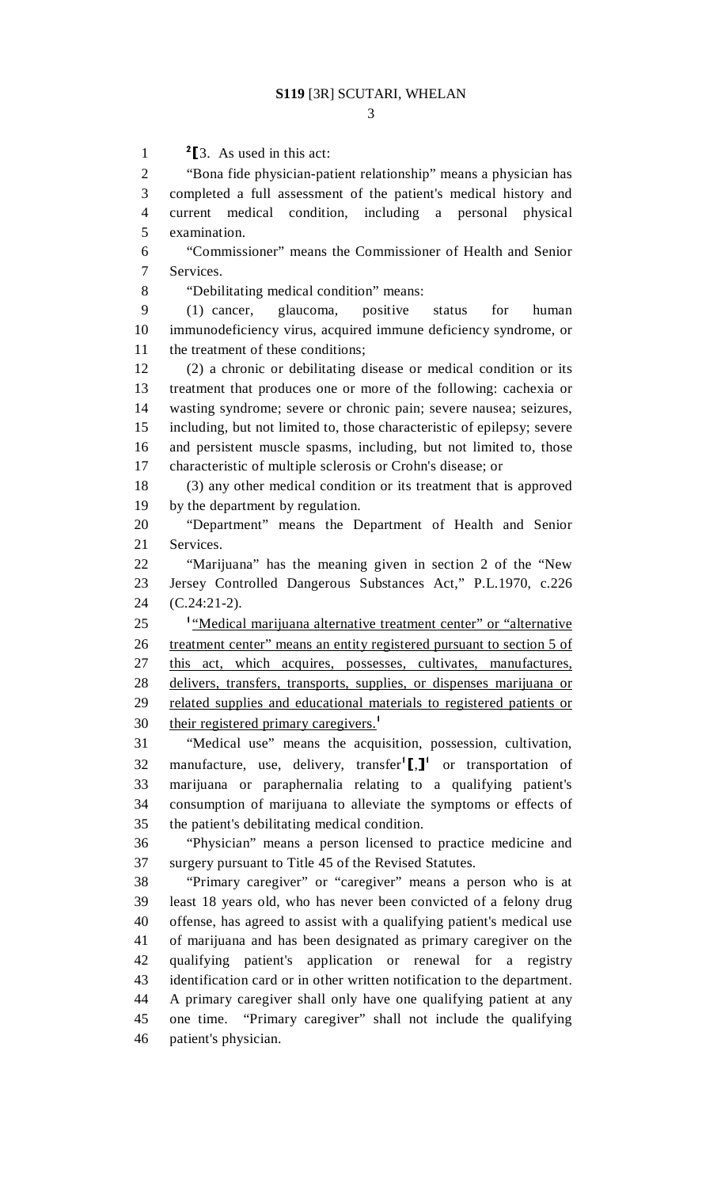²[3. As used in this act:

"Bona fide physician-patient relationship" means a physician has completed a full assessment of the patient's medical history and current medical condition, including a personal physical examination.

"Commissioner" means the Commissioner of Health and Senior Services.

"Debilitating medical condition" means:

(1) cancer, glaucoma, positive status for human immunodeficiency virus, acquired immune deficiency syndrome, or the treatment of these conditions;

(2) a chronic or debilitating disease or medical condition or its treatment that produces one or more of the following: cachexia or wasting syndrome; severe or chronic pain; severe nausea; seizures, including, but not limited to, those characteristic of epilepsy; severe and persistent muscle spasms, including, but not limited to, those characteristic of multiple sclerosis or Crohn's disease; or

(3) any other medical condition or its treatment that is approved by the department by regulation.

"Department" means the Department of Health and Senior Services.

"Marijuana" has the meaning given in section 2 of the "New Jersey Controlled Dangerous Substances Act," P.L.1970, c.226 (C.24:21-2).

¹<u>"Medical marijuana alternative treatment center" or "alternative treatment center" means an entity registered pursuant to section 5 of this act, which acquires, possesses, cultivates, manufactures, delivers, transfers, transports, supplies, or dispenses marijuana or related supplies and educational materials to registered patients or their registered primary caregivers.</u>¹

"Medical use" means the acquisition, possession, cultivation, manufacture, use, delivery, transfer¹[,]¹ or transportation of marijuana or paraphernalia relating to a qualifying patient's consumption of marijuana to alleviate the symptoms or effects of the patient's debilitating medical condition.

"Physician" means a person licensed to practice medicine and surgery pursuant to Title 45 of the Revised Statutes.

"Primary caregiver" or "caregiver" means a person who is at least 18 years old, who has never been convicted of a felony drug offense, has agreed to assist with a qualifying patient's medical use of marijuana and has been designated as primary caregiver on the qualifying patient's application or renewal for a registry identification card or in other written notification to the department. A primary caregiver shall only have one qualifying patient at any one time. "Primary caregiver" shall not include the qualifying patient's physician.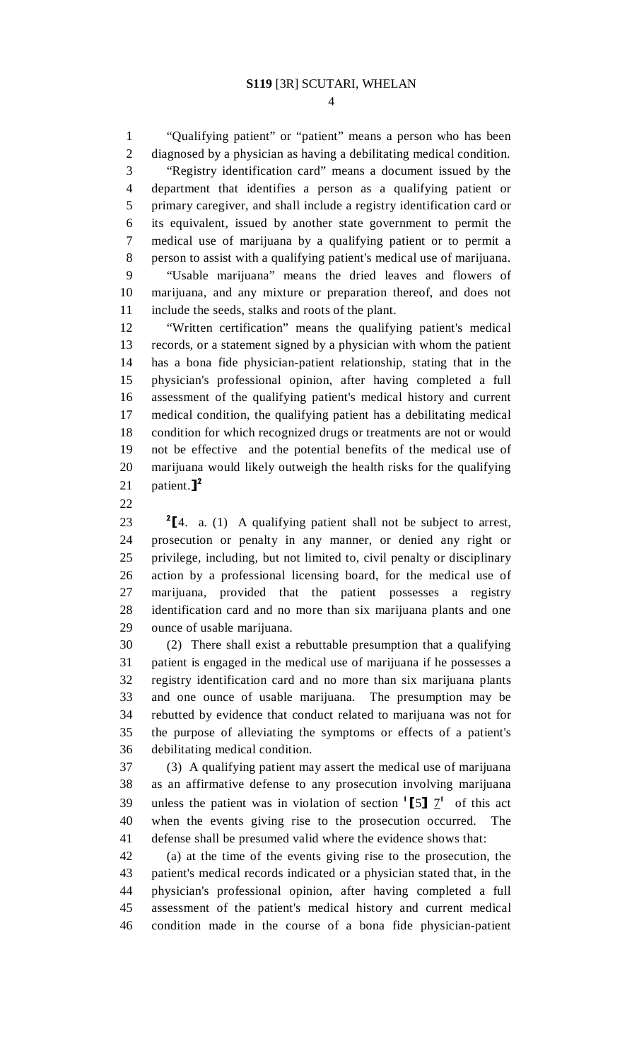"Qualifying patient" or "patient" means a person who has been diagnosed by a physician as having a debilitating medical condition.

"Registry identification card" means a document issued by the department that identifies a person as a qualifying patient or primary caregiver, and shall include a registry identification card or its equivalent, issued by another state government to permit the medical use of marijuana by a qualifying patient or to permit a person to assist with a qualifying patient's medical use of marijuana.

"Usable marijuana" means the dried leaves and flowers of marijuana, and any mixture or preparation thereof, and does not include the seeds, stalks and roots of the plant.

"Written certification" means the qualifying patient's medical records, or a statement signed by a physician with whom the patient has a bona fide physician-patient relationship, stating that in the physician's professional opinion, after having completed a full assessment of the qualifying patient's medical history and current medical condition, the qualifying patient has a debilitating medical condition for which recognized drugs or treatments are not or would not be effective and the potential benefits of the medical use of marijuana would likely outweigh the health risks for the qualifying patient.][2]

[2][4. a. (1) A qualifying patient shall not be subject to arrest, prosecution or penalty in any manner, or denied any right or privilege, including, but not limited to, civil penalty or disciplinary action by a professional licensing board, for the medical use of marijuana, provided that the patient possesses a registry identification card and no more than six marijuana plants and one ounce of usable marijuana.

(2) There shall exist a rebuttable presumption that a qualifying patient is engaged in the medical use of marijuana if he possesses a registry identification card and no more than six marijuana plants and one ounce of usable marijuana. The presumption may be rebutted by evidence that conduct related to marijuana was not for the purpose of alleviating the symptoms or effects of a patient's debilitating medical condition.

(3) A qualifying patient may assert the medical use of marijuana as an affirmative defense to any prosecution involving marijuana unless the patient was in violation of section [1][5] <u>7</u>[1] of this act when the events giving rise to the prosecution occurred. The defense shall be presumed valid where the evidence shows that:

(a) at the time of the events giving rise to the prosecution, the patient's medical records indicated or a physician stated that, in the physician's professional opinion, after having completed a full assessment of the patient's medical history and current medical condition made in the course of a bona fide physician-patient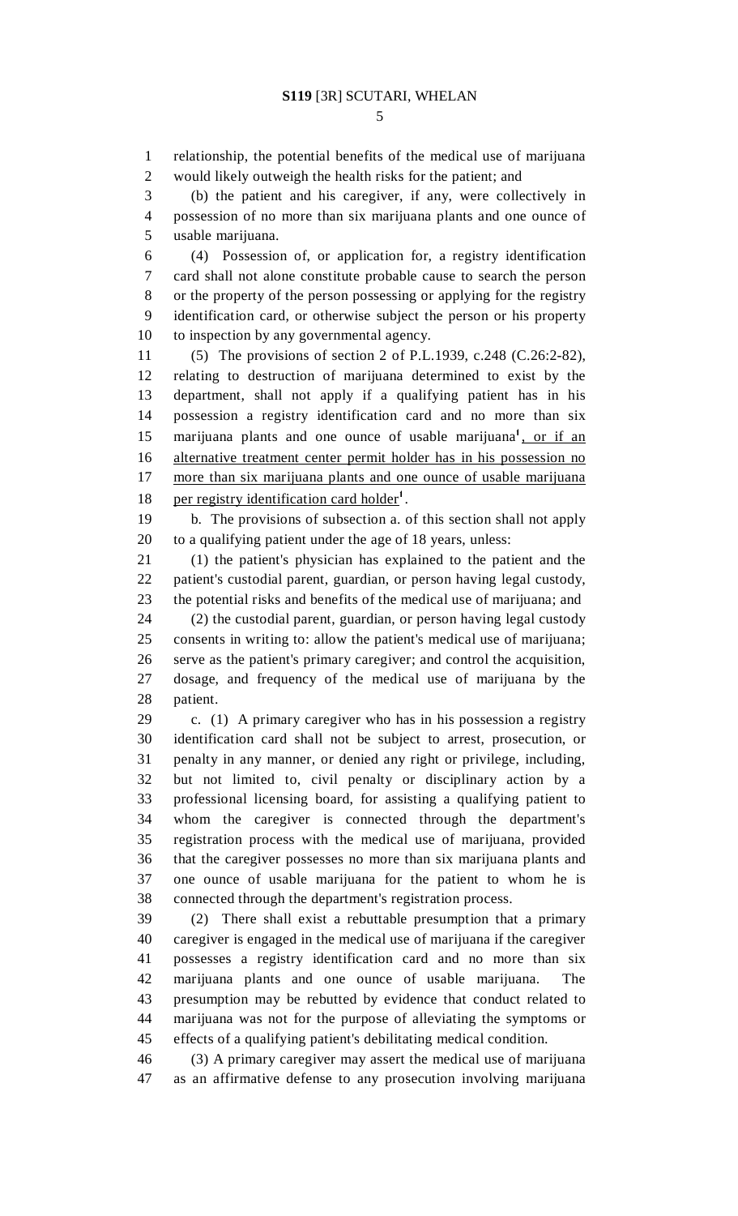relationship, the potential benefits of the medical use of marijuana would likely outweigh the health risks for the patient; and

(b) the patient and his caregiver, if any, were collectively in possession of no more than six marijuana plants and one ounce of usable marijuana.

(4) Possession of, or application for, a registry identification card shall not alone constitute probable cause to search the person or the property of the person possessing or applying for the registry identification card, or otherwise subject the person or his property to inspection by any governmental agency.

(5) The provisions of section 2 of P.L.1939, c.248 (C.26:2-82), relating to destruction of marijuana determined to exist by the department, shall not apply if a qualifying patient has in his possession a registry identification card and no more than six marijuana plants and one ounce of usable marijuana[1], or if an alternative treatment center permit holder has in his possession no more than six marijuana plants and one ounce of usable marijuana per registry identification card holder[1].

b. The provisions of subsection a. of this section shall not apply to a qualifying patient under the age of 18 years, unless:

(1) the patient's physician has explained to the patient and the patient's custodial parent, guardian, or person having legal custody, the potential risks and benefits of the medical use of marijuana; and

(2) the custodial parent, guardian, or person having legal custody consents in writing to: allow the patient's medical use of marijuana; serve as the patient's primary caregiver; and control the acquisition, dosage, and frequency of the medical use of marijuana by the patient.

c. (1) A primary caregiver who has in his possession a registry identification card shall not be subject to arrest, prosecution, or penalty in any manner, or denied any right or privilege, including, but not limited to, civil penalty or disciplinary action by a professional licensing board, for assisting a qualifying patient to whom the caregiver is connected through the department's registration process with the medical use of marijuana, provided that the caregiver possesses no more than six marijuana plants and one ounce of usable marijuana for the patient to whom he is connected through the department's registration process.

(2) There shall exist a rebuttable presumption that a primary caregiver is engaged in the medical use of marijuana if the caregiver possesses a registry identification card and no more than six marijuana plants and one ounce of usable marijuana. The presumption may be rebutted by evidence that conduct related to marijuana was not for the purpose of alleviating the symptoms or effects of a qualifying patient's debilitating medical condition.

(3) A primary caregiver may assert the medical use of marijuana as an affirmative defense to any prosecution involving marijuana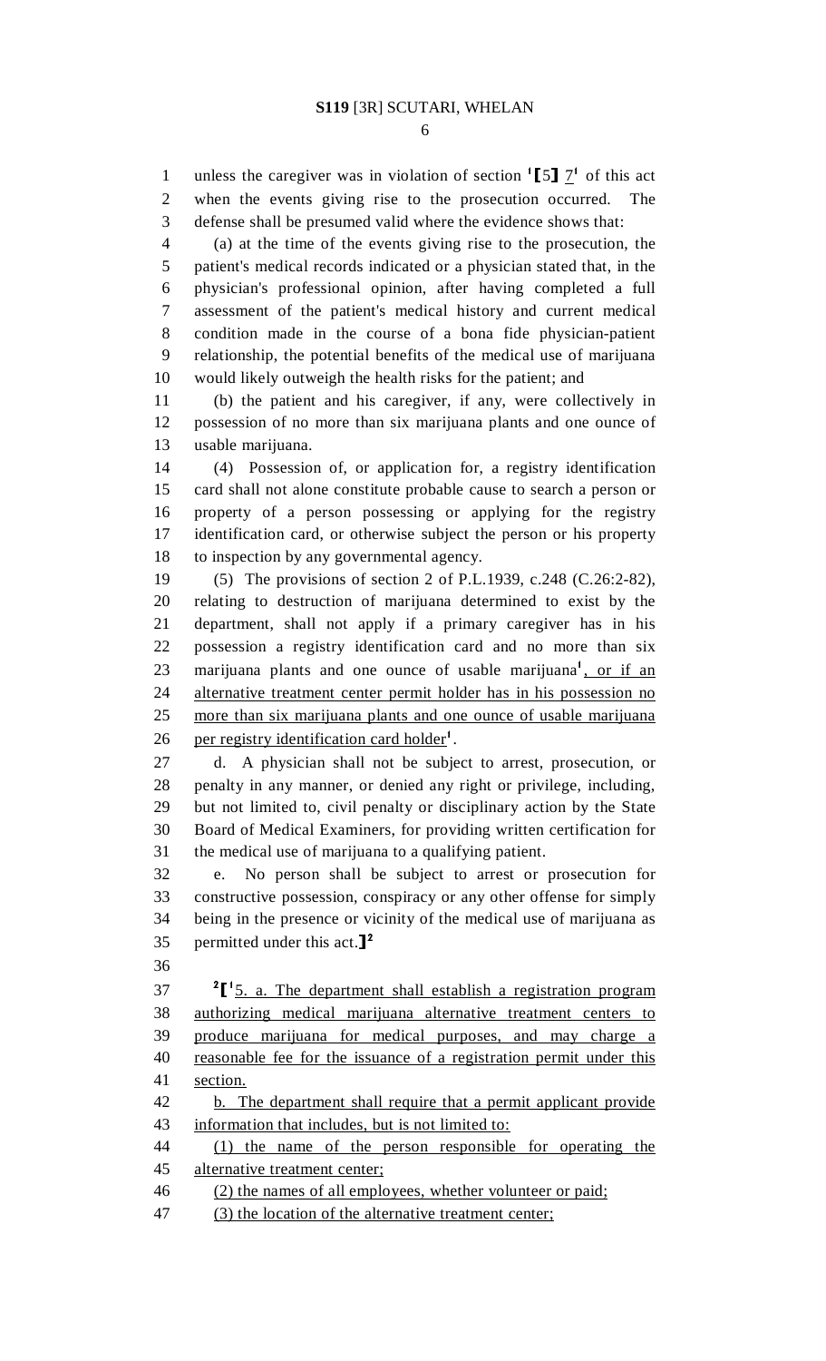unless the caregiver was in violation of section [1]⟦5⟧ 7[1] of this act when the events giving rise to the prosecution occurred. The defense shall be presumed valid where the evidence shows that:

(a) at the time of the events giving rise to the prosecution, the patient's medical records indicated or a physician stated that, in the physician's professional opinion, after having completed a full assessment of the patient's medical history and current medical condition made in the course of a bona fide physician-patient relationship, the potential benefits of the medical use of marijuana would likely outweigh the health risks for the patient; and

(b) the patient and his caregiver, if any, were collectively in possession of no more than six marijuana plants and one ounce of usable marijuana.

(4) Possession of, or application for, a registry identification card shall not alone constitute probable cause to search a person or property of a person possessing or applying for the registry identification card, or otherwise subject the person or his property to inspection by any governmental agency.

(5) The provisions of section 2 of P.L.1939, c.248 (C.26:2-82), relating to destruction of marijuana determined to exist by the department, shall not apply if a primary caregiver has in his possession a registry identification card and no more than six marijuana plants and one ounce of usable marijuana[1], or if an alternative treatment center permit holder has in his possession no more than six marijuana plants and one ounce of usable marijuana per registry identification card holder[1].

d. A physician shall not be subject to arrest, prosecution, or penalty in any manner, or denied any right or privilege, including, but not limited to, civil penalty or disciplinary action by the State Board of Medical Examiners, for providing written certification for the medical use of marijuana to a qualifying patient.

e. No person shall be subject to arrest or prosecution for constructive possession, conspiracy or any other offense for simply being in the presence or vicinity of the medical use of marijuana as permitted under this act.⟧[2]

[2]⟦[1]5. a. The department shall establish a registration program authorizing medical marijuana alternative treatment centers to produce marijuana for medical purposes, and may charge a reasonable fee for the issuance of a registration permit under this section.

b. The department shall require that a permit applicant provide information that includes, but is not limited to:

(1) the name of the person responsible for operating the alternative treatment center;

(2) the names of all employees, whether volunteer or paid;

(3) the location of the alternative treatment center;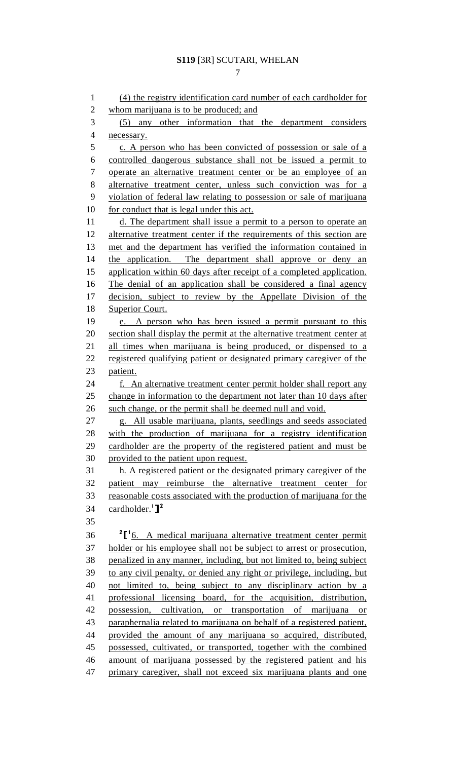(4) the registry identification card number of each cardholder for whom marijuana is to be produced; and

(5) any other information that the department considers necessary.

c. A person who has been convicted of possession or sale of a controlled dangerous substance shall not be issued a permit to operate an alternative treatment center or be an employee of an alternative treatment center, unless such conviction was for a violation of federal law relating to possession or sale of marijuana for conduct that is legal under this act.

d. The department shall issue a permit to a person to operate an alternative treatment center if the requirements of this section are met and the department has verified the information contained in the application. The department shall approve or deny an application within 60 days after receipt of a completed application. The denial of an application shall be considered a final agency decision, subject to review by the Appellate Division of the Superior Court.

e. A person who has been issued a permit pursuant to this section shall display the permit at the alternative treatment center at all times when marijuana is being produced, or dispensed to a registered qualifying patient or designated primary caregiver of the patient.

f. An alternative treatment center permit holder shall report any change in information to the department not later than 10 days after such change, or the permit shall be deemed null and void.

g. All usable marijuana, plants, seedlings and seeds associated with the production of marijuana for a registry identification cardholder are the property of the registered patient and must be provided to the patient upon request.

h. A registered patient or the designated primary caregiver of the patient may reimburse the alternative treatment center for reasonable costs associated with the production of marijuana for the cardholder.[1]][2]

[2][[1]6. A medical marijuana alternative treatment center permit holder or his employee shall not be subject to arrest or prosecution, penalized in any manner, including, but not limited to, being subject to any civil penalty, or denied any right or privilege, including, but not limited to, being subject to any disciplinary action by a professional licensing board, for the acquisition, distribution, possession, cultivation, or transportation of marijuana or paraphernalia related to marijuana on behalf of a registered patient, provided the amount of any marijuana so acquired, distributed, possessed, cultivated, or transported, together with the combined amount of marijuana possessed by the registered patient and his primary caregiver, shall not exceed six marijuana plants and one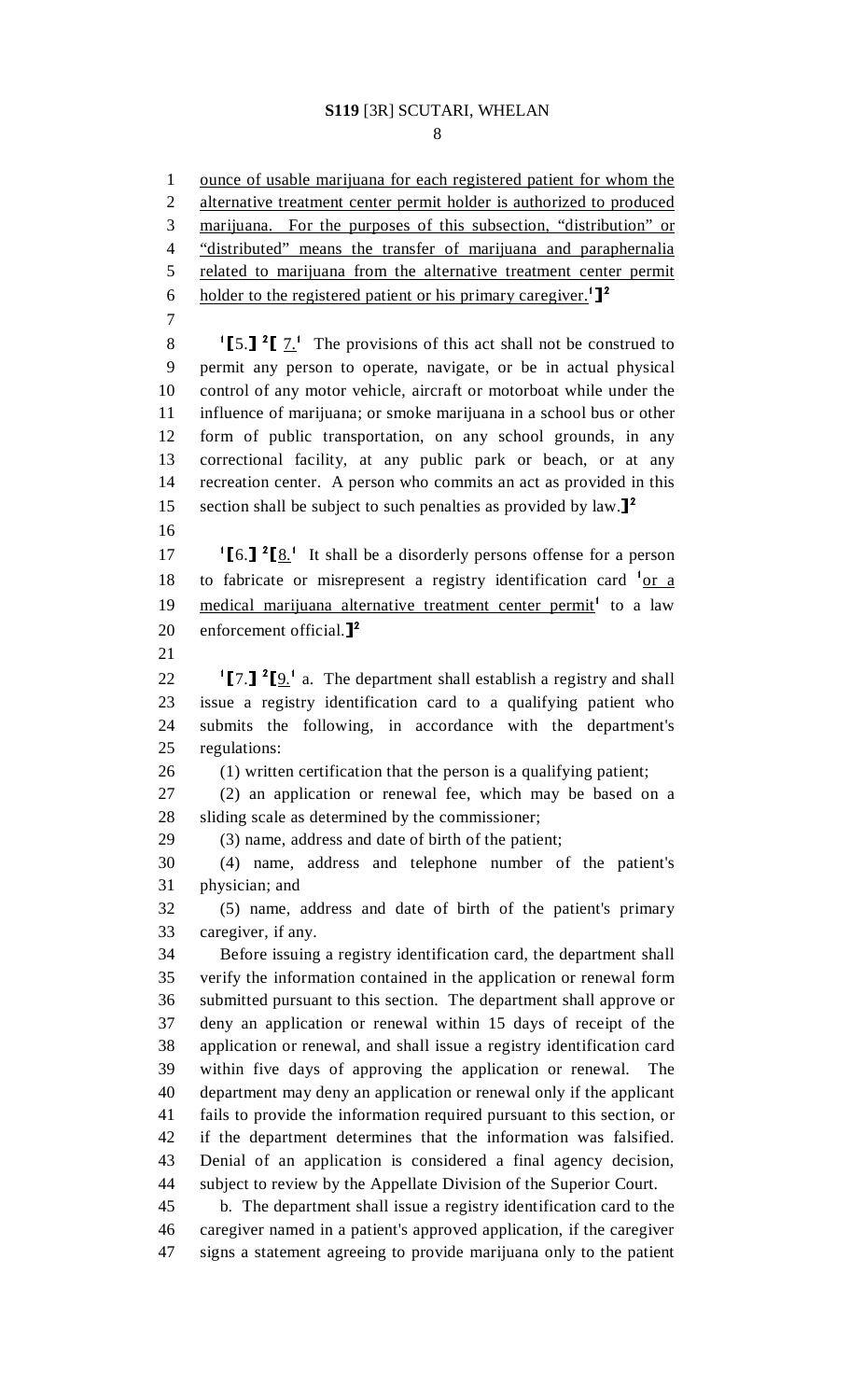ounce of usable marijuana for each registered patient for whom the alternative treatment center permit holder is authorized to produced marijuana. For the purposes of this subsection, "distribution" or "distributed" means the transfer of marijuana and paraphernalia related to marijuana from the alternative treatment center permit holder to the registered patient or his primary caregiver.[1]][2]

[1][5.] [2][ 7.[1] The provisions of this act shall not be construed to permit any person to operate, navigate, or be in actual physical control of any motor vehicle, aircraft or motorboat while under the influence of marijuana; or smoke marijuana in a school bus or other form of public transportation, on any school grounds, in any correctional facility, at any public park or beach, or at any recreation center. A person who commits an act as provided in this section shall be subject to such penalties as provided by law.][2]

[1][6.] [2][8.[1] It shall be a disorderly persons offense for a person to fabricate or misrepresent a registry identification card [1]or a medical marijuana alternative treatment center permit[1] to a law enforcement official.][2]

[1][7.] [2][9.[1] a. The department shall establish a registry and shall issue a registry identification card to a qualifying patient who submits the following, in accordance with the department's regulations:

(1) written certification that the person is a qualifying patient;

(2) an application or renewal fee, which may be based on a sliding scale as determined by the commissioner;

(3) name, address and date of birth of the patient;

(4) name, address and telephone number of the patient's physician; and

(5) name, address and date of birth of the patient's primary caregiver, if any.

Before issuing a registry identification card, the department shall verify the information contained in the application or renewal form submitted pursuant to this section. The department shall approve or deny an application or renewal within 15 days of receipt of the application or renewal, and shall issue a registry identification card within five days of approving the application or renewal. The department may deny an application or renewal only if the applicant fails to provide the information required pursuant to this section, or if the department determines that the information was falsified. Denial of an application is considered a final agency decision, subject to review by the Appellate Division of the Superior Court.

b. The department shall issue a registry identification card to the caregiver named in a patient's approved application, if the caregiver signs a statement agreeing to provide marijuana only to the patient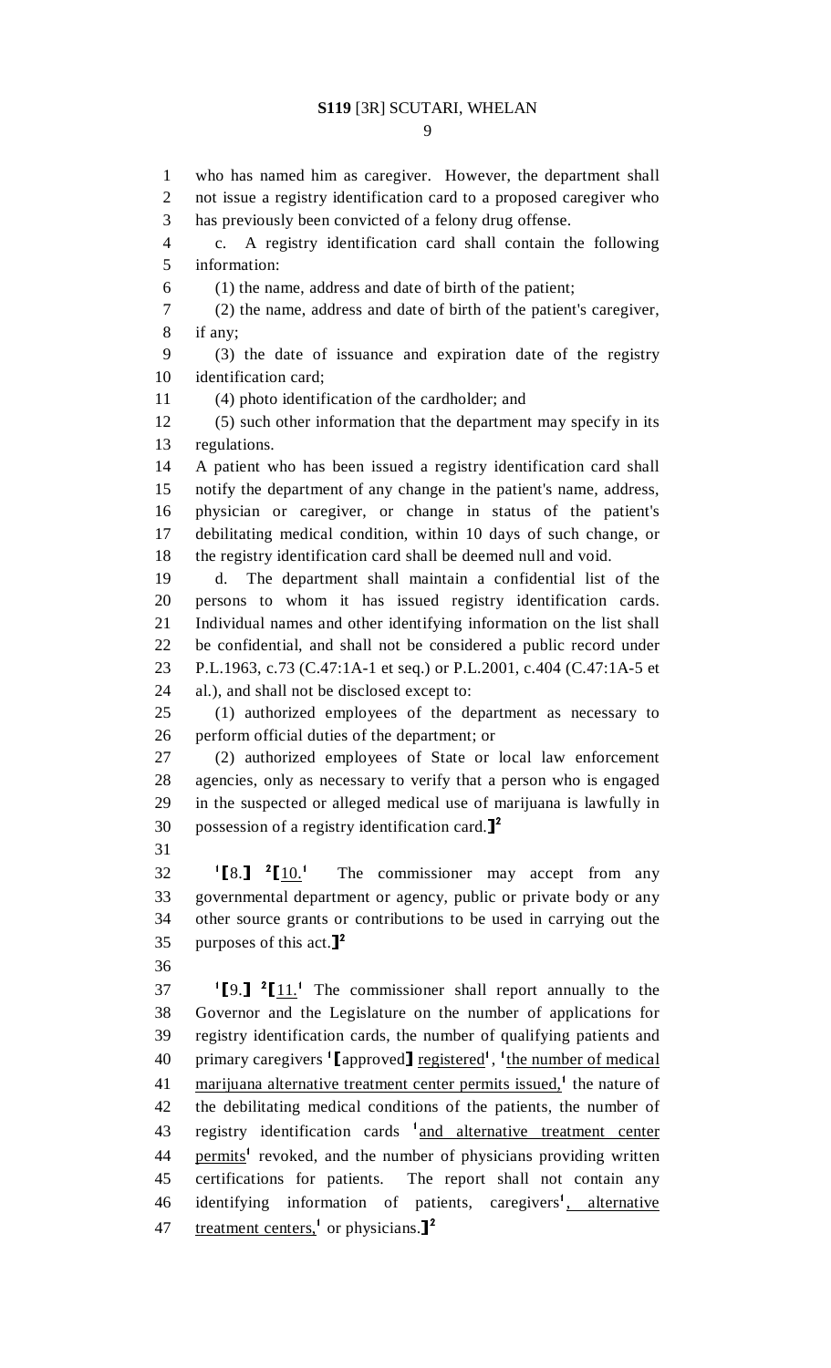who has named him as caregiver. However, the department shall not issue a registry identification card to a proposed caregiver who has previously been convicted of a felony drug offense.

c. A registry identification card shall contain the following information:

(1) the name, address and date of birth of the patient;

(2) the name, address and date of birth of the patient's caregiver, if any;

(3) the date of issuance and expiration date of the registry identification card;

(4) photo identification of the cardholder; and

(5) such other information that the department may specify in its regulations.

A patient who has been issued a registry identification card shall notify the department of any change in the patient's name, address, physician or caregiver, or change in status of the patient's debilitating medical condition, within 10 days of such change, or the registry identification card shall be deemed null and void.

d. The department shall maintain a confidential list of the persons to whom it has issued registry identification cards. Individual names and other identifying information on the list shall be confidential, and shall not be considered a public record under P.L.1963, c.73 (C.47:1A-1 et seq.) or P.L.2001, c.404 (C.47:1A-5 et al.), and shall not be disclosed except to:

(1) authorized employees of the department as necessary to perform official duties of the department; or

(2) authorized employees of State or local law enforcement agencies, only as necessary to verify that a person who is engaged in the suspected or alleged medical use of marijuana is lawfully in possession of a registry identification card.]²

¹[8.] ²[10.¹ The commissioner may accept from any governmental department or agency, public or private body or any other source grants or contributions to be used in carrying out the purposes of this act.]²

¹[9.] ²[11.¹ The commissioner shall report annually to the Governor and the Legislature on the number of applications for registry identification cards, the number of qualifying patients and primary caregivers ¹[approved] registered¹, ¹the number of medical marijuana alternative treatment center permits issued,¹ the nature of the debilitating medical conditions of the patients, the number of registry identification cards ¹and alternative treatment center permits¹ revoked, and the number of physicians providing written certifications for patients. The report shall not contain any identifying information of patients, caregivers¹, alternative treatment centers,¹ or physicians.]²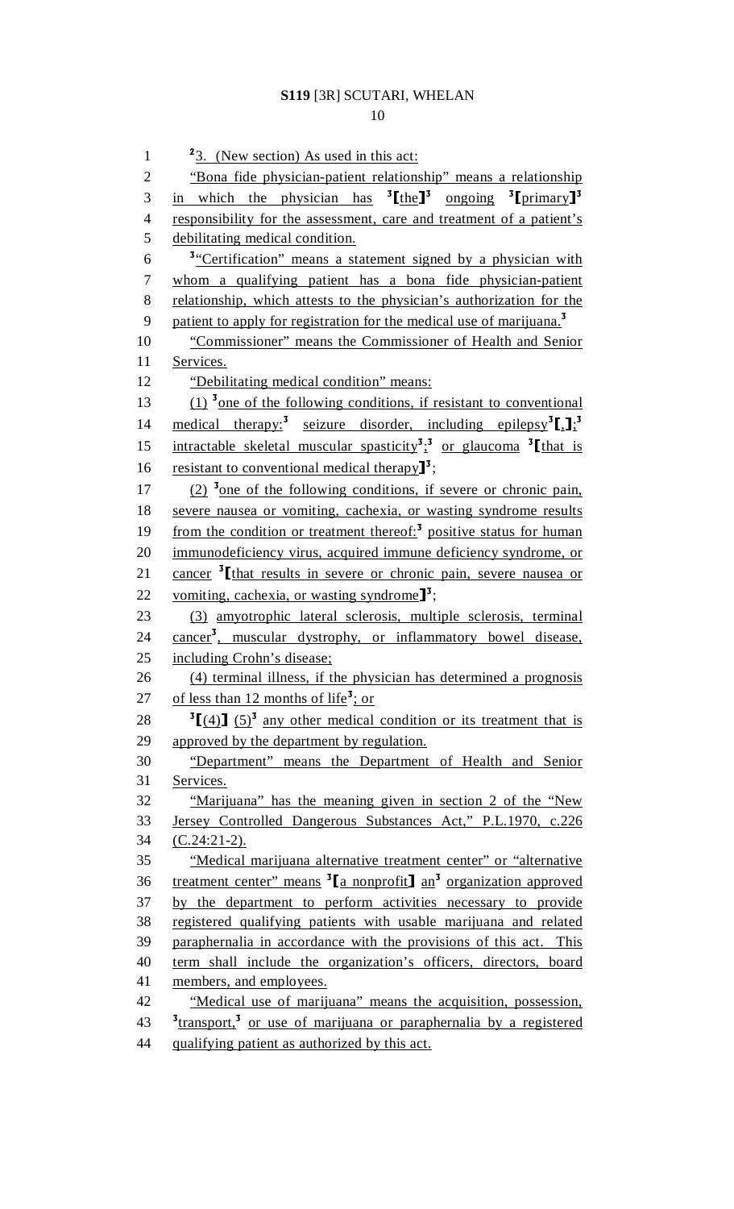[2]3. (New section) As used in this act:

"Bona fide physician-patient relationship" means a relationship in which the physician has [3][the][3] ongoing [3][primary][3] responsibility for the assessment, care and treatment of a patient's debilitating medical condition.

[3]"Certification" means a statement signed by a physician with whom a qualifying patient has a bona fide physician-patient relationship, which attests to the physician's authorization for the patient to apply for registration for the medical use of marijuana.[3]

"Commissioner" means the Commissioner of Health and Senior Services.

"Debilitating medical condition" means:

(1) [3]one of the following conditions, if resistant to conventional medical therapy:[3] seizure disorder, including epilepsy[3][,][3]; intractable skeletal muscular spasticity[3];[3] or glaucoma [3][that is resistant to conventional medical therapy][3];

(2) [3]one of the following conditions, if severe or chronic pain, severe nausea or vomiting, cachexia, or wasting syndrome results from the condition or treatment thereof:[3] positive status for human immunodeficiency virus, acquired immune deficiency syndrome, or cancer [3][that results in severe or chronic pain, severe nausea or vomiting, cachexia, or wasting syndrome][3];

(3) amyotrophic lateral sclerosis, multiple sclerosis, terminal cancer[3], muscular dystrophy, or inflammatory bowel disease, including Crohn's disease;

(4) terminal illness, if the physician has determined a prognosis of less than 12 months of life[3]; or

[3][(4)] (5)[3] any other medical condition or its treatment that is approved by the department by regulation.

"Department" means the Department of Health and Senior Services.

"Marijuana" has the meaning given in section 2 of the "New Jersey Controlled Dangerous Substances Act," P.L.1970, c.226 (C.24:21-2).

"Medical marijuana alternative treatment center" or "alternative treatment center" means [3][a nonprofit] an[3] organization approved by the department to perform activities necessary to provide registered qualifying patients with usable marijuana and related paraphernalia in accordance with the provisions of this act. This term shall include the organization's officers, directors, board members, and employees.

"Medical use of marijuana" means the acquisition, possession, [3]transport,[3] or use of marijuana or paraphernalia by a registered qualifying patient as authorized by this act.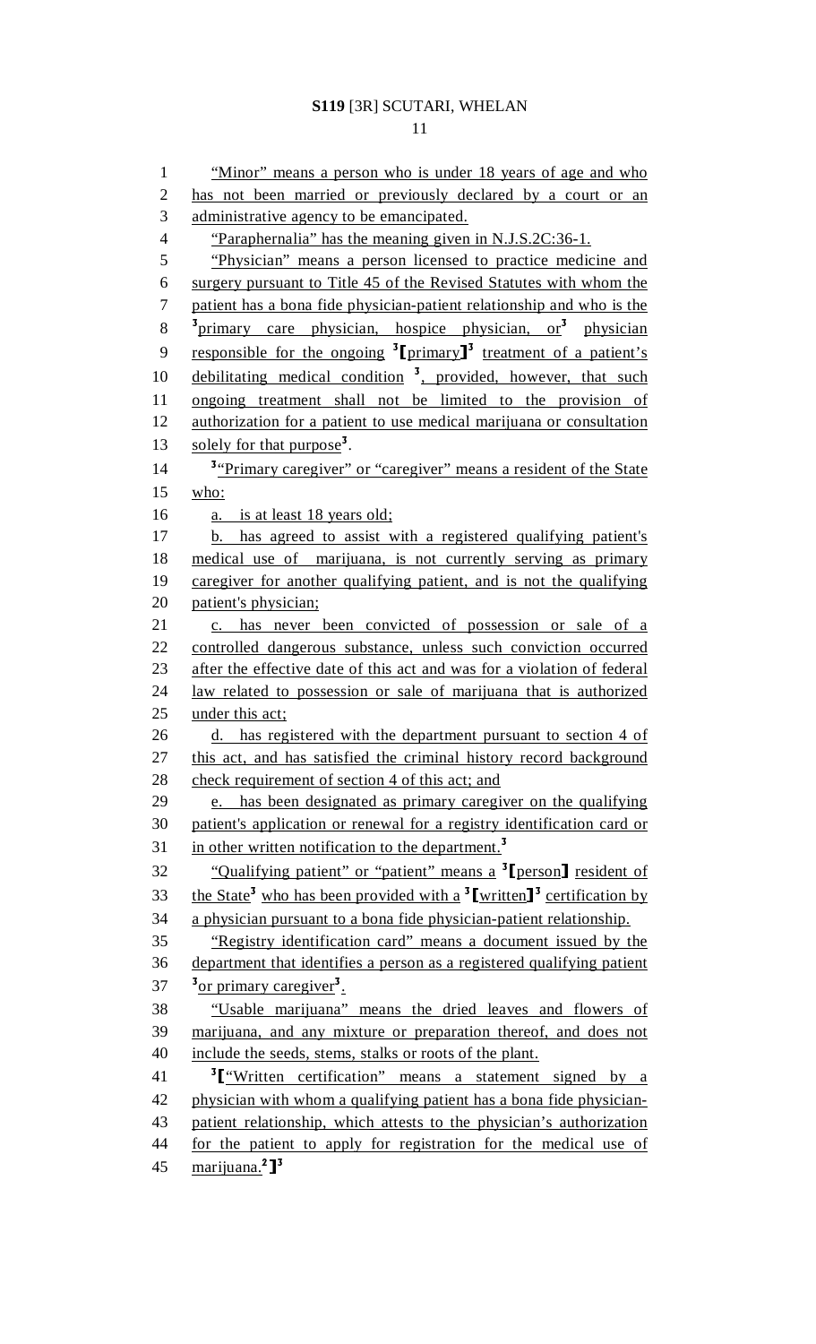"Minor" means a person who is under 18 years of age and who has not been married or previously declared by a court or an administrative agency to be emancipated.

"Paraphernalia" has the meaning given in N.J.S.2C:36-1.

"Physician" means a person licensed to practice medicine and surgery pursuant to Title 45 of the Revised Statutes with whom the patient has a bona fide physician-patient relationship and who is the [3]primary care physician, hospice physician, or[3] physician responsible for the ongoing [3][primary][3] treatment of a patient's debilitating medical condition [3], provided, however, that such ongoing treatment shall not be limited to the provision of authorization for a patient to use medical marijuana or consultation solely for that purpose[3].

[3]"Primary caregiver" or "caregiver" means a resident of the State who:

a. is at least 18 years old;

b. has agreed to assist with a registered qualifying patient's medical use of marijuana, is not currently serving as primary caregiver for another qualifying patient, and is not the qualifying patient's physician;

c. has never been convicted of possession or sale of a controlled dangerous substance, unless such conviction occurred after the effective date of this act and was for a violation of federal law related to possession or sale of marijuana that is authorized under this act;

d. has registered with the department pursuant to section 4 of this act, and has satisfied the criminal history record background check requirement of section 4 of this act; and

e. has been designated as primary caregiver on the qualifying patient's application or renewal for a registry identification card or in other written notification to the department.[3]

"Qualifying patient" or "patient" means a [3][person] resident of the State[3] who has been provided with a [3][written][3] certification by a physician pursuant to a bona fide physician-patient relationship.

"Registry identification card" means a document issued by the department that identifies a person as a registered qualifying patient [3]or primary caregiver[3].

"Usable marijuana" means the dried leaves and flowers of marijuana, and any mixture or preparation thereof, and does not include the seeds, stems, stalks or roots of the plant.

[3]["Written certification" means a statement signed by a physician with whom a qualifying patient has a bona fide physician-patient relationship, which attests to the physician's authorization for the patient to apply for registration for the medical use of marijuana.[2]][3]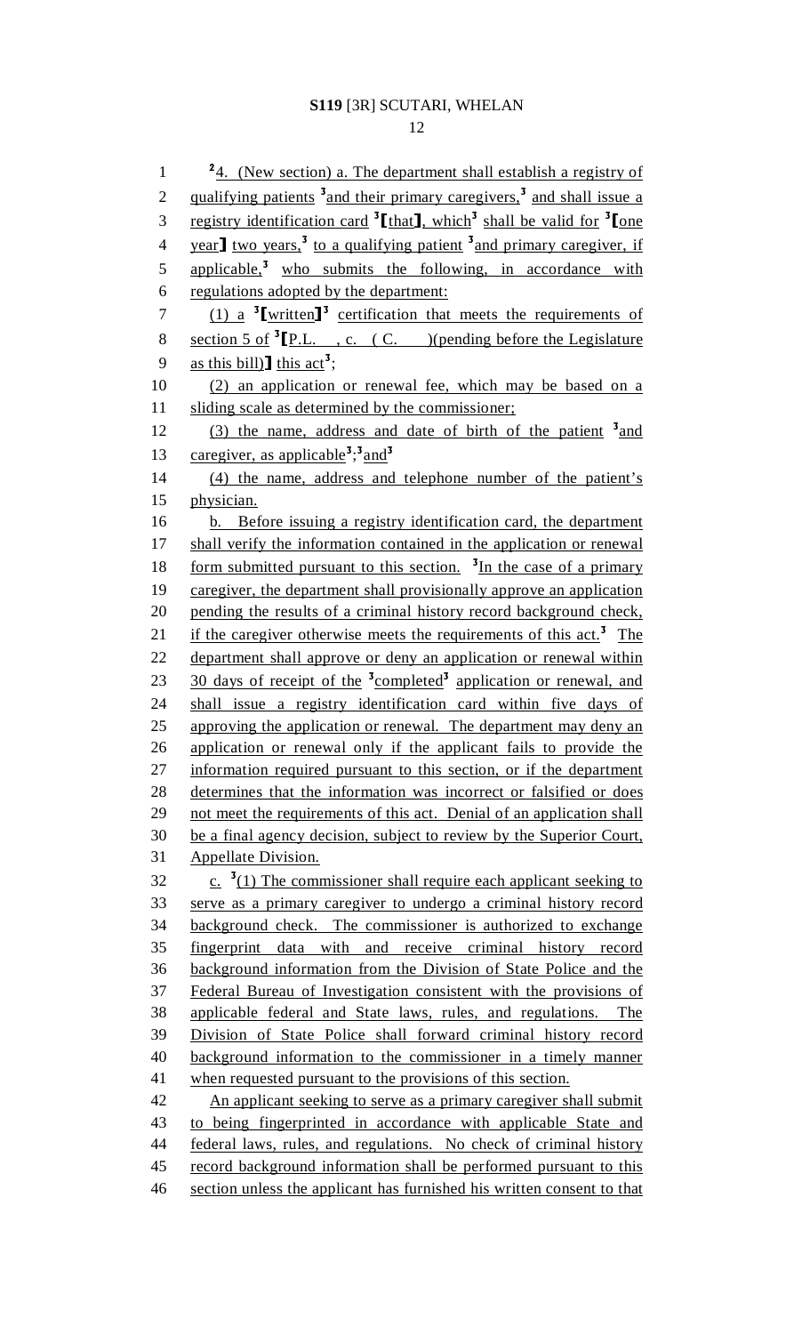[2]4. (New section) a. The department shall establish a registry of qualifying patients [3]and their primary caregivers,[3] and shall issue a registry identification card [3][that], which[3] shall be valid for [3][one year] two years,[3] to a qualifying patient [3]and primary caregiver, if applicable,[3] who submits the following, in accordance with regulations adopted by the department:

(1) a [3][written][3] certification that meets the requirements of section 5 of [3][P.L. , c. ( C. )(pending before the Legislature as this bill)] this act[3];

(2) an application or renewal fee, which may be based on a sliding scale as determined by the commissioner;

(3) the name, address and date of birth of the patient [3]and caregiver, as applicable[3];[3]and[3]

(4) the name, address and telephone number of the patient's physician.

b. Before issuing a registry identification card, the department shall verify the information contained in the application or renewal form submitted pursuant to this section. [3]In the case of a primary caregiver, the department shall provisionally approve an application pending the results of a criminal history record background check, if the caregiver otherwise meets the requirements of this act.[3] The department shall approve or deny an application or renewal within 30 days of receipt of the [3]completed[3] application or renewal, and shall issue a registry identification card within five days of approving the application or renewal. The department may deny an application or renewal only if the applicant fails to provide the information required pursuant to this section, or if the department determines that the information was incorrect or falsified or does not meet the requirements of this act. Denial of an application shall be a final agency decision, subject to review by the Superior Court, Appellate Division.

c. [3](1) The commissioner shall require each applicant seeking to serve as a primary caregiver to undergo a criminal history record background check. The commissioner is authorized to exchange fingerprint data with and receive criminal history record background information from the Division of State Police and the Federal Bureau of Investigation consistent with the provisions of applicable federal and State laws, rules, and regulations. The Division of State Police shall forward criminal history record background information to the commissioner in a timely manner when requested pursuant to the provisions of this section.

An applicant seeking to serve as a primary caregiver shall submit to being fingerprinted in accordance with applicable State and federal laws, rules, and regulations. No check of criminal history record background information shall be performed pursuant to this section unless the applicant has furnished his written consent to that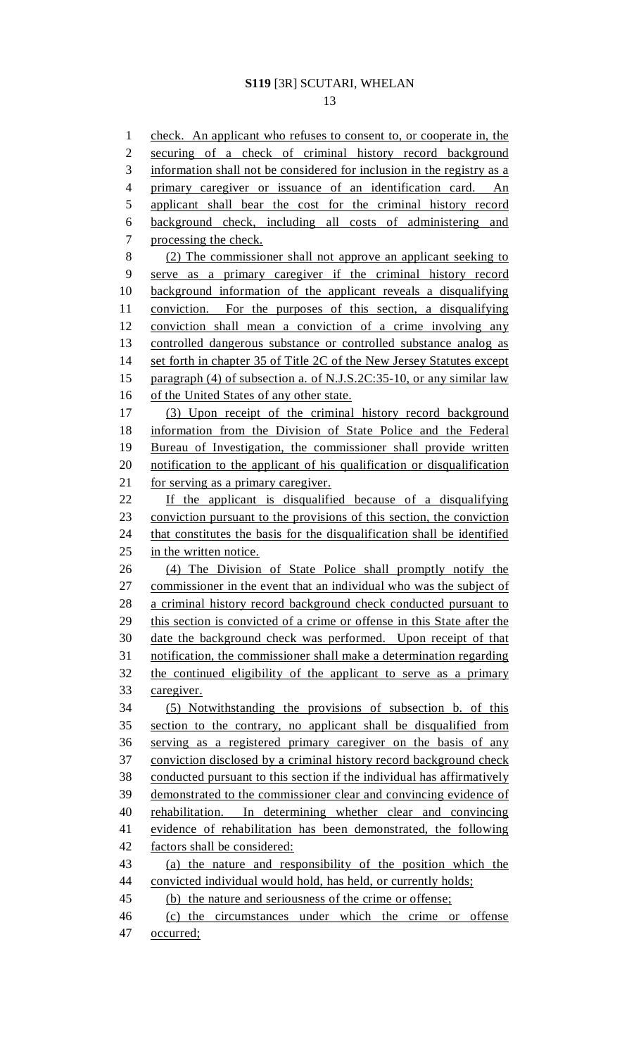check. An applicant who refuses to consent to, or cooperate in, the securing of a check of criminal history record background information shall not be considered for inclusion in the registry as a primary caregiver or issuance of an identification card. An applicant shall bear the cost for the criminal history record background check, including all costs of administering and processing the check.

(2) The commissioner shall not approve an applicant seeking to serve as a primary caregiver if the criminal history record background information of the applicant reveals a disqualifying conviction. For the purposes of this section, a disqualifying conviction shall mean a conviction of a crime involving any controlled dangerous substance or controlled substance analog as set forth in chapter 35 of Title 2C of the New Jersey Statutes except paragraph (4) of subsection a. of N.J.S.2C:35-10, or any similar law of the United States of any other state.

(3) Upon receipt of the criminal history record background information from the Division of State Police and the Federal Bureau of Investigation, the commissioner shall provide written notification to the applicant of his qualification or disqualification for serving as a primary caregiver.

If the applicant is disqualified because of a disqualifying conviction pursuant to the provisions of this section, the conviction that constitutes the basis for the disqualification shall be identified in the written notice.

(4) The Division of State Police shall promptly notify the commissioner in the event that an individual who was the subject of a criminal history record background check conducted pursuant to this section is convicted of a crime or offense in this State after the date the background check was performed. Upon receipt of that notification, the commissioner shall make a determination regarding the continued eligibility of the applicant to serve as a primary caregiver.

(5) Notwithstanding the provisions of subsection b. of this section to the contrary, no applicant shall be disqualified from serving as a registered primary caregiver on the basis of any conviction disclosed by a criminal history record background check conducted pursuant to this section if the individual has affirmatively demonstrated to the commissioner clear and convincing evidence of rehabilitation. In determining whether clear and convincing evidence of rehabilitation has been demonstrated, the following factors shall be considered:

(a) the nature and responsibility of the position which the convicted individual would hold, has held, or currently holds;

(b) the nature and seriousness of the crime or offense;

(c) the circumstances under which the crime or offense occurred;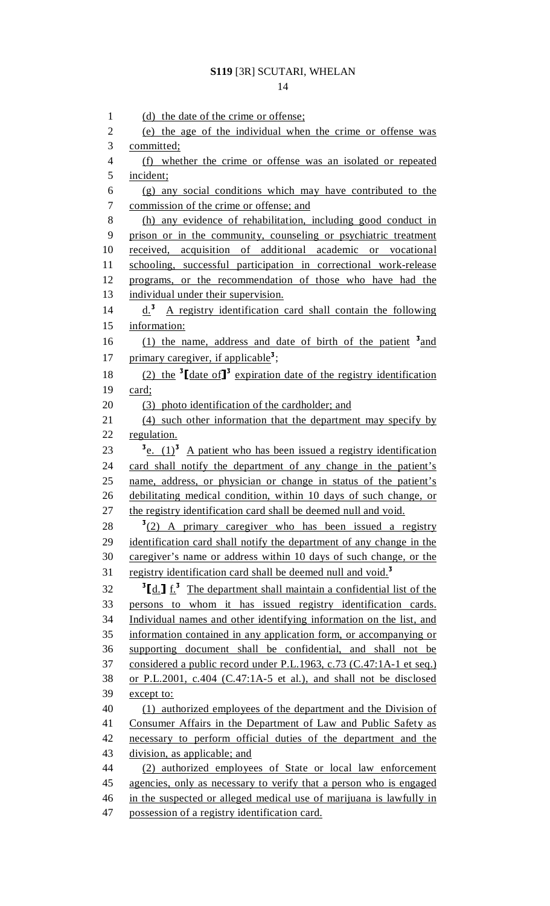(d) the date of the crime or offense;

(e) the age of the individual when the crime or offense was committed;

(f) whether the crime or offense was an isolated or repeated incident;

(g) any social conditions which may have contributed to the commission of the crime or offense; and

(h) any evidence of rehabilitation, including good conduct in prison or in the community, counseling or psychiatric treatment received, acquisition of additional academic or vocational schooling, successful participation in correctional work-release programs, or the recommendation of those who have had the individual under their supervision.

d.[3] A registry identification card shall contain the following information:

(1) the name, address and date of birth of the patient [3]and primary caregiver, if applicable[3];

(2) the [3][date of][3] expiration date of the registry identification card;

(3) photo identification of the cardholder; and

(4) such other information that the department may specify by regulation.

[3]e. (1)[3] A patient who has been issued a registry identification card shall notify the department of any change in the patient's name, address, or physician or change in status of the patient's debilitating medical condition, within 10 days of such change, or the registry identification card shall be deemed null and void.

[3](2) A primary caregiver who has been issued a registry identification card shall notify the department of any change in the caregiver's name or address within 10 days of such change, or the registry identification card shall be deemed null and void.[3]

[3][d.] f.[3] The department shall maintain a confidential list of the persons to whom it has issued registry identification cards. Individual names and other identifying information on the list, and information contained in any application form, or accompanying or supporting document shall be confidential, and shall not be considered a public record under P.L.1963, c.73 (C.47:1A-1 et seq.) or P.L.2001, c.404 (C.47:1A-5 et al.), and shall not be disclosed except to:

(1) authorized employees of the department and the Division of Consumer Affairs in the Department of Law and Public Safety as necessary to perform official duties of the department and the division, as applicable; and

(2) authorized employees of State or local law enforcement agencies, only as necessary to verify that a person who is engaged in the suspected or alleged medical use of marijuana is lawfully in possession of a registry identification card.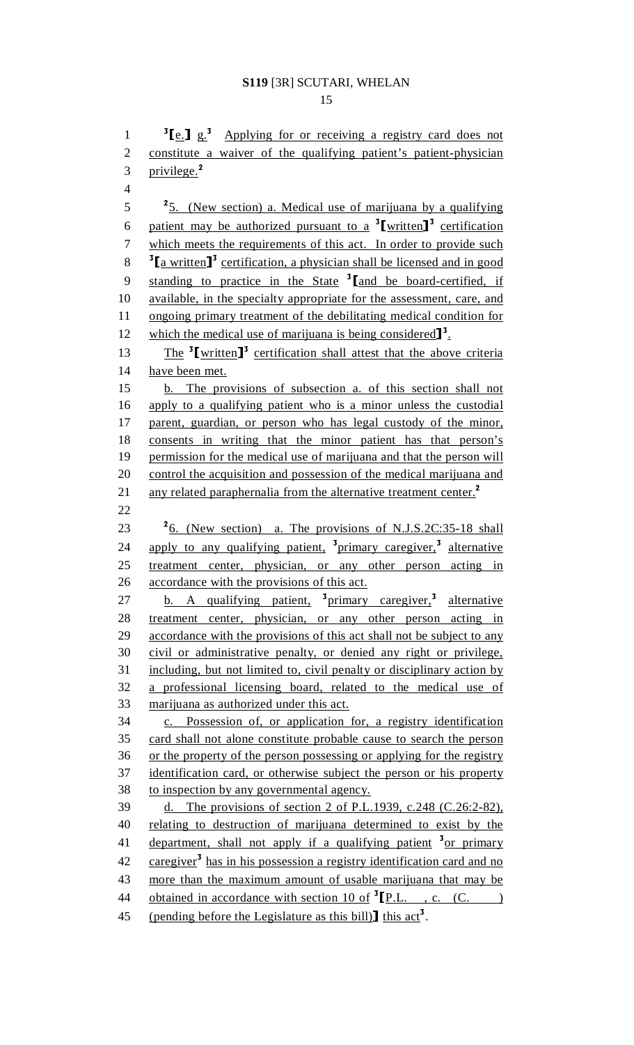³[e.] g.³ Applying for or receiving a registry card does not constitute a waiver of the qualifying patient's patient-physician privilege.²

²5. (New section) a. Medical use of marijuana by a qualifying patient may be authorized pursuant to a ³[written]³ certification which meets the requirements of this act. In order to provide such ³[a written]³ certification, a physician shall be licensed and in good standing to practice in the State ³[and be board-certified, if available, in the specialty appropriate for the assessment, care, and ongoing primary treatment of the debilitating medical condition for which the medical use of marijuana is being considered]³.

The ³[written]³ certification shall attest that the above criteria have been met.

b. The provisions of subsection a. of this section shall not apply to a qualifying patient who is a minor unless the custodial parent, guardian, or person who has legal custody of the minor, consents in writing that the minor patient has that person's permission for the medical use of marijuana and that the person will control the acquisition and possession of the medical marijuana and any related paraphernalia from the alternative treatment center.²

²6. (New section) a. The provisions of N.J.S.2C:35-18 shall apply to any qualifying patient, ³primary caregiver,³ alternative treatment center, physician, or any other person acting in accordance with the provisions of this act.

b. A qualifying patient, ³primary caregiver,³ alternative treatment center, physician, or any other person acting in accordance with the provisions of this act shall not be subject to any civil or administrative penalty, or denied any right or privilege, including, but not limited to, civil penalty or disciplinary action by a professional licensing board, related to the medical use of marijuana as authorized under this act.

c. Possession of, or application for, a registry identification card shall not alone constitute probable cause to search the person or the property of the person possessing or applying for the registry identification card, or otherwise subject the person or his property to inspection by any governmental agency.

d. The provisions of section 2 of P.L.1939, c.248 (C.26:2-82), relating to destruction of marijuana determined to exist by the department, shall not apply if a qualifying patient ³or primary caregiver³ has in his possession a registry identification card and no more than the maximum amount of usable marijuana that may be obtained in accordance with section 10 of ³[P.L. , c. (C. ) (pending before the Legislature as this bill)] this act³.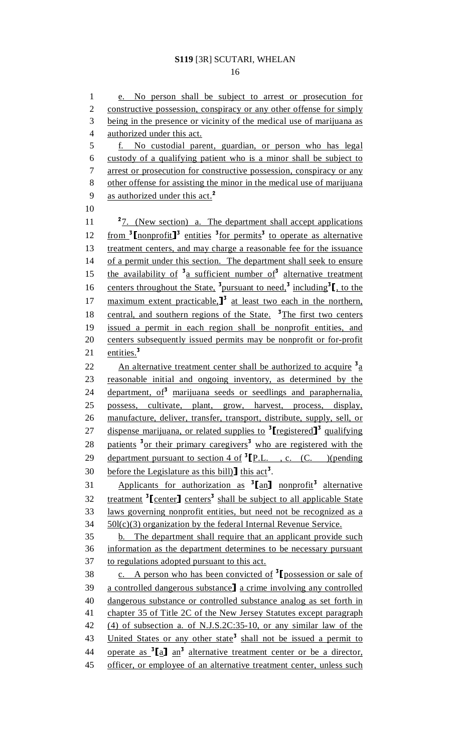e. No person shall be subject to arrest or prosecution for constructive possession, conspiracy or any other offense for simply being in the presence or vicinity of the medical use of marijuana as authorized under this act.

f. No custodial parent, guardian, or person who has legal custody of a qualifying patient who is a minor shall be subject to arrest or prosecution for constructive possession, conspiracy or any other offense for assisting the minor in the medical use of marijuana as authorized under this act.[2]

[2]7. (New section) a. The department shall accept applications from [3]⟦nonprofit⟧[3] entities [3]for permits[3] to operate as alternative treatment centers, and may charge a reasonable fee for the issuance of a permit under this section. The department shall seek to ensure the availability of [3]a sufficient number of[3] alternative treatment centers throughout the State, [3]pursuant to need,[3] including[3]⟦, to the maximum extent practicable,⟧[3] at least two each in the northern, central, and southern regions of the State. [3]The first two centers issued a permit in each region shall be nonprofit entities, and centers subsequently issued permits may be nonprofit or for-profit entities.[3]

An alternative treatment center shall be authorized to acquire [3]a reasonable initial and ongoing inventory, as determined by the department, of[3] marijuana seeds or seedlings and paraphernalia, possess, cultivate, plant, grow, harvest, process, display, manufacture, deliver, transfer, transport, distribute, supply, sell, or dispense marijuana, or related supplies to [3]⟦registered⟧[3] qualifying patients [3]or their primary caregivers[3] who are registered with the department pursuant to section 4 of [3]⟦P.L. , c. (C. )(pending before the Legislature as this bill)⟧ this act[3].

Applicants for authorization as [3]⟦an⟧ nonprofit[3] alternative treatment [3]⟦center⟧ centers[3] shall be subject to all applicable State laws governing nonprofit entities, but need not be recognized as a 501(c)(3) organization by the federal Internal Revenue Service.

b. The department shall require that an applicant provide such information as the department determines to be necessary pursuant to regulations adopted pursuant to this act.

c. A person who has been convicted of [3]⟦possession or sale of a controlled dangerous substance⟧ a crime involving any controlled dangerous substance or controlled substance analog as set forth in chapter 35 of Title 2C of the New Jersey Statutes except paragraph (4) of subsection a. of N.J.S.2C:35-10, or any similar law of the United States or any other state[3] shall not be issued a permit to operate as [3]⟦a⟧ an[3] alternative treatment center or be a director, officer, or employee of an alternative treatment center, unless such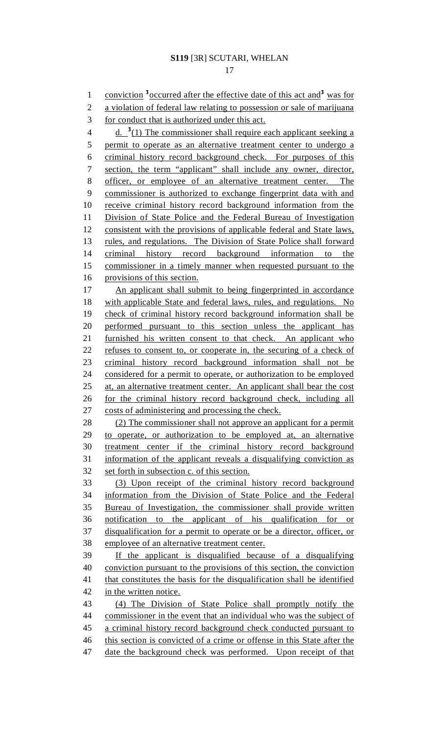conviction [3]occurred after the effective date of this act and[3] was for a violation of federal law relating to possession or sale of marijuana for conduct that is authorized under this act.

d. [3](1) The commissioner shall require each applicant seeking a permit to operate as an alternative treatment center to undergo a criminal history record background check. For purposes of this section, the term "applicant" shall include any owner, director, officer, or employee of an alternative treatment center. The commissioner is authorized to exchange fingerprint data with and receive criminal history record background information from the Division of State Police and the Federal Bureau of Investigation consistent with the provisions of applicable federal and State laws, rules, and regulations. The Division of State Police shall forward criminal history record background information to the commissioner in a timely manner when requested pursuant to the provisions of this section.

An applicant shall submit to being fingerprinted in accordance with applicable State and federal laws, rules, and regulations. No check of criminal history record background information shall be performed pursuant to this section unless the applicant has furnished his written consent to that check. An applicant who refuses to consent to, or cooperate in, the securing of a check of criminal history record background information shall not be considered for a permit to operate, or authorization to be employed at, an alternative treatment center. An applicant shall bear the cost for the criminal history record background check, including all costs of administering and processing the check.

(2) The commissioner shall not approve an applicant for a permit to operate, or authorization to be employed at, an alternative treatment center if the criminal history record background information of the applicant reveals a disqualifying conviction as set forth in subsection c. of this section.

(3) Upon receipt of the criminal history record background information from the Division of State Police and the Federal Bureau of Investigation, the commissioner shall provide written notification to the applicant of his qualification for or disqualification for a permit to operate or be a director, officer, or employee of an alternative treatment center.

If the applicant is disqualified because of a disqualifying conviction pursuant to the provisions of this section, the conviction that constitutes the basis for the disqualification shall be identified in the written notice.

(4) The Division of State Police shall promptly notify the commissioner in the event that an individual who was the subject of a criminal history record background check conducted pursuant to this section is convicted of a crime or offense in this State after the date the background check was performed. Upon receipt of that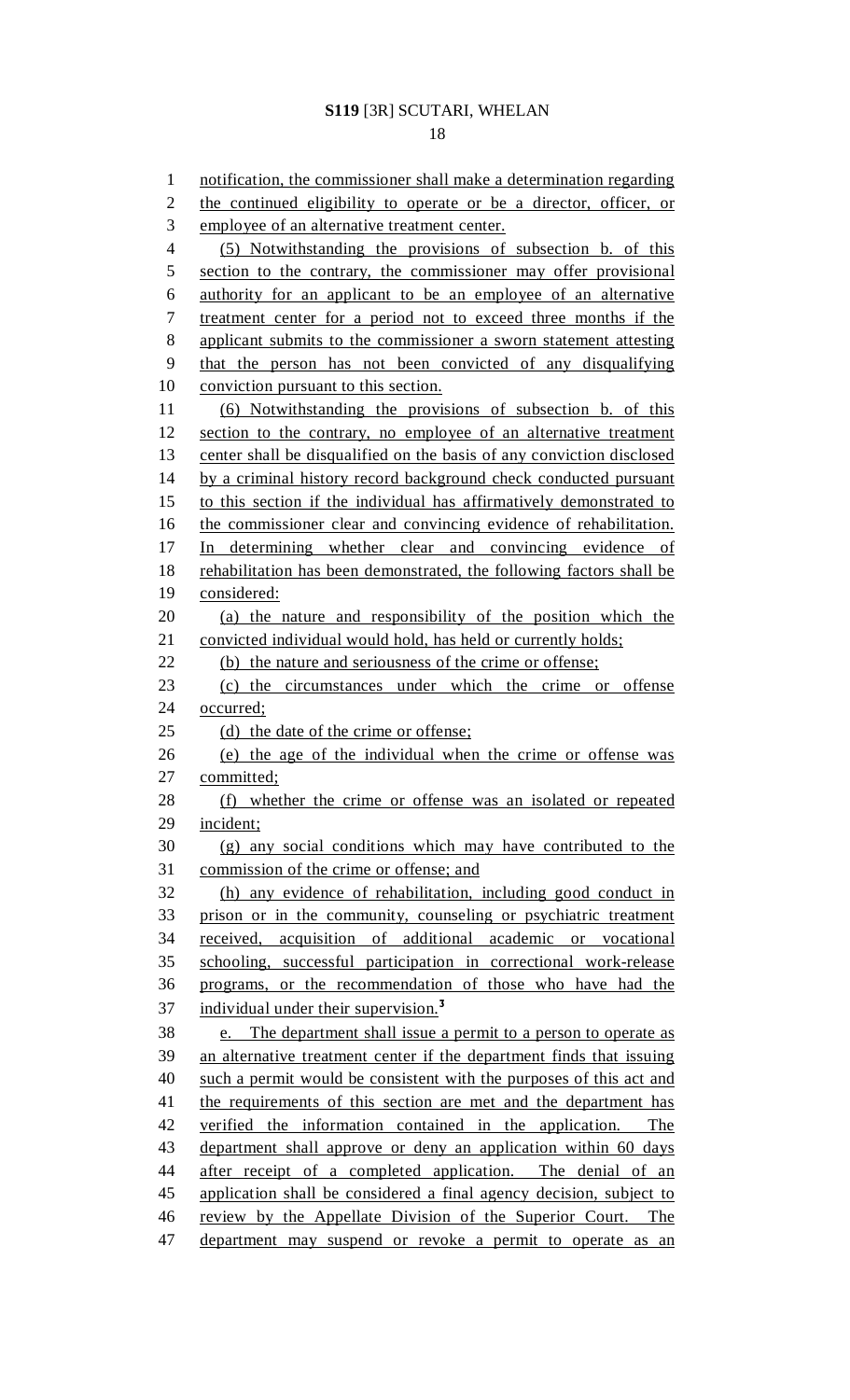notification, the commissioner shall make a determination regarding the continued eligibility to operate or be a director, officer, or employee of an alternative treatment center.

(5) Notwithstanding the provisions of subsection b. of this section to the contrary, the commissioner may offer provisional authority for an applicant to be an employee of an alternative treatment center for a period not to exceed three months if the applicant submits to the commissioner a sworn statement attesting that the person has not been convicted of any disqualifying conviction pursuant to this section.

(6) Notwithstanding the provisions of subsection b. of this section to the contrary, no employee of an alternative treatment center shall be disqualified on the basis of any conviction disclosed by a criminal history record background check conducted pursuant to this section if the individual has affirmatively demonstrated to the commissioner clear and convincing evidence of rehabilitation. In determining whether clear and convincing evidence of rehabilitation has been demonstrated, the following factors shall be considered:

(a) the nature and responsibility of the position which the convicted individual would hold, has held or currently holds;

(b) the nature and seriousness of the crime or offense;

(c) the circumstances under which the crime or offense occurred;

(d) the date of the crime or offense;

(e) the age of the individual when the crime or offense was committed;

(f) whether the crime or offense was an isolated or repeated incident;

(g) any social conditions which may have contributed to the commission of the crime or offense; and

(h) any evidence of rehabilitation, including good conduct in prison or in the community, counseling or psychiatric treatment received, acquisition of additional academic or vocational schooling, successful participation in correctional work-release programs, or the recommendation of those who have had the individual under their supervision.[3]

e. The department shall issue a permit to a person to operate as an alternative treatment center if the department finds that issuing such a permit would be consistent with the purposes of this act and the requirements of this section are met and the department has verified the information contained in the application. The department shall approve or deny an application within 60 days after receipt of a completed application. The denial of an application shall be considered a final agency decision, subject to review by the Appellate Division of the Superior Court. The department may suspend or revoke a permit to operate as an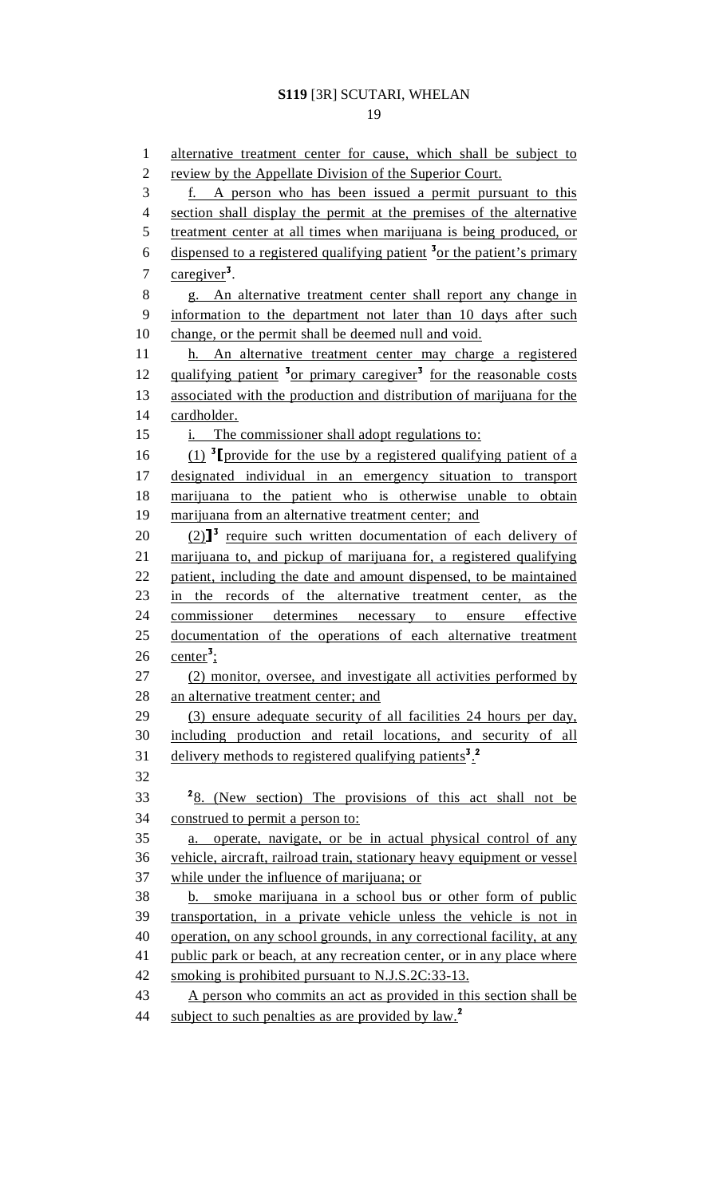alternative treatment center for cause, which shall be subject to review by the Appellate Division of the Superior Court.

f. A person who has been issued a permit pursuant to this section shall display the permit at the premises of the alternative treatment center at all times when marijuana is being produced, or dispensed to a registered qualifying patient [3]or the patient's primary caregiver[3].

g. An alternative treatment center shall report any change in information to the department not later than 10 days after such change, or the permit shall be deemed null and void.

h. An alternative treatment center may charge a registered qualifying patient [3]or primary caregiver[3] for the reasonable costs associated with the production and distribution of marijuana for the cardholder.

i. The commissioner shall adopt regulations to:

(1) [3][provide for the use by a registered qualifying patient of a designated individual in an emergency situation to transport marijuana to the patient who is otherwise unable to obtain marijuana from an alternative treatment center; and

(2)][3] require such written documentation of each delivery of marijuana to, and pickup of marijuana for, a registered qualifying patient, including the date and amount dispensed, to be maintained in the records of the alternative treatment center, as the commissioner determines necessary to ensure effective documentation of the operations of each alternative treatment center[3];

(2) monitor, oversee, and investigate all activities performed by an alternative treatment center; and

(3) ensure adequate security of all facilities 24 hours per day, including production and retail locations, and security of all delivery methods to registered qualifying patients[3].[2]

[2]8. (New section) The provisions of this act shall not be construed to permit a person to:

a. operate, navigate, or be in actual physical control of any vehicle, aircraft, railroad train, stationary heavy equipment or vessel while under the influence of marijuana; or

b. smoke marijuana in a school bus or other form of public transportation, in a private vehicle unless the vehicle is not in operation, on any school grounds, in any correctional facility, at any public park or beach, at any recreation center, or in any place where smoking is prohibited pursuant to N.J.S.2C:33-13.

A person who commits an act as provided in this section shall be subject to such penalties as are provided by law.[2]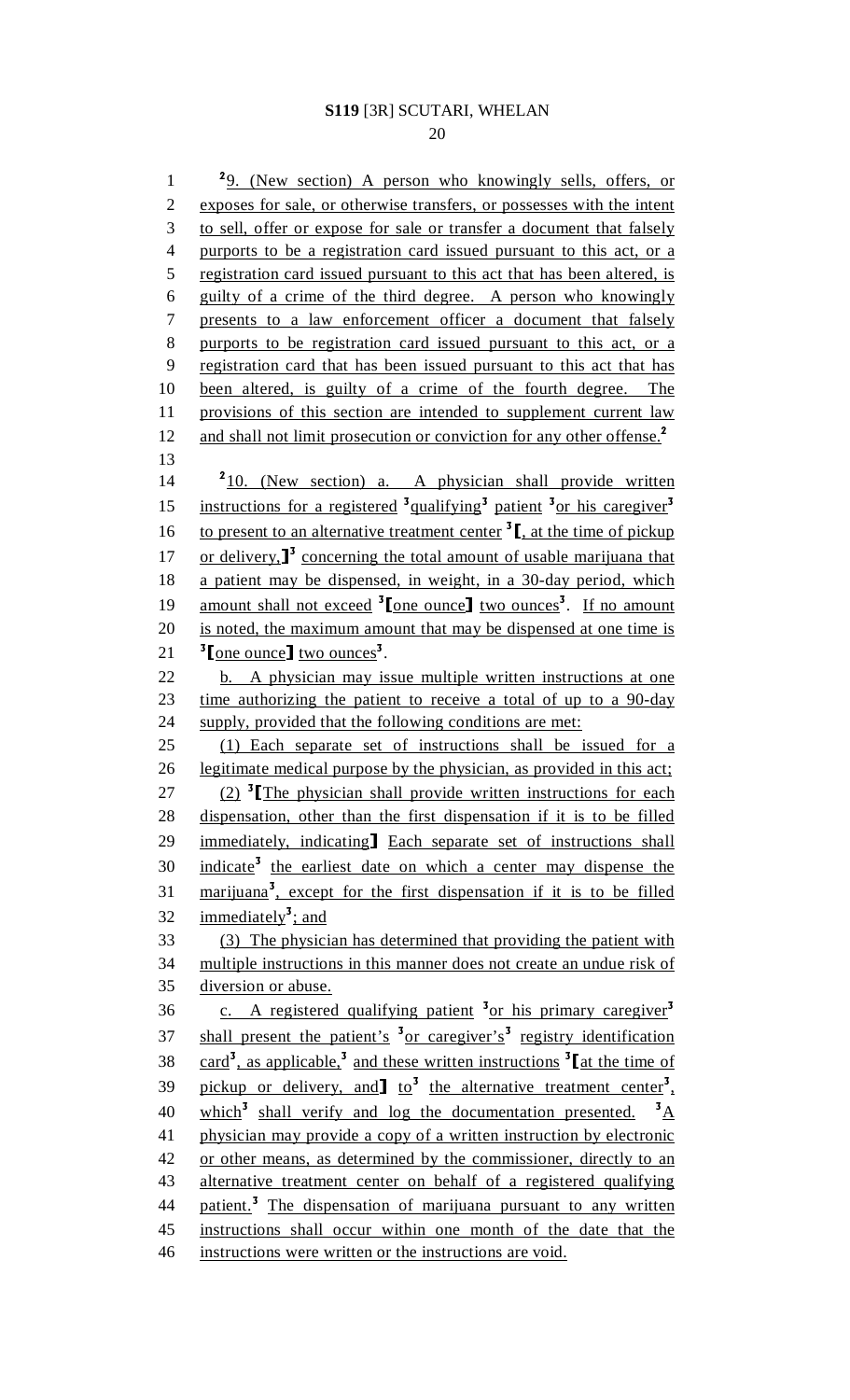[2]9. (New section) A person who knowingly sells, offers, or exposes for sale, or otherwise transfers, or possesses with the intent to sell, offer or expose for sale or transfer a document that falsely purports to be a registration card issued pursuant to this act, or a registration card issued pursuant to this act that has been altered, is guilty of a crime of the third degree. A person who knowingly presents to a law enforcement officer a document that falsely purports to be registration card issued pursuant to this act, or a registration card that has been issued pursuant to this act that has been altered, is guilty of a crime of the fourth degree. The provisions of this section are intended to supplement current law and shall not limit prosecution or conviction for any other offense.[2]

[2]10. (New section) a. A physician shall provide written instructions for a registered [3]qualifying[3] patient [3]or his caregiver[3] to present to an alternative treatment center [3][, at the time of pickup or delivery,][3] concerning the total amount of usable marijuana that a patient may be dispensed, in weight, in a 30-day period, which amount shall not exceed [3][one ounce] two ounces[3]. If no amount is noted, the maximum amount that may be dispensed at one time is [3][one ounce] two ounces[3].

b. A physician may issue multiple written instructions at one time authorizing the patient to receive a total of up to a 90-day supply, provided that the following conditions are met:

(1) Each separate set of instructions shall be issued for a legitimate medical purpose by the physician, as provided in this act;

(2) [3][The physician shall provide written instructions for each dispensation, other than the first dispensation if it is to be filled immediately, indicating] Each separate set of instructions shall indicate[3] the earliest date on which a center may dispense the marijuana[3], except for the first dispensation if it is to be filled immediately[3]; and

(3) The physician has determined that providing the patient with multiple instructions in this manner does not create an undue risk of diversion or abuse.

c. A registered qualifying patient [3]or his primary caregiver[3] shall present the patient's [3]or caregiver's[3] registry identification card[3], as applicable,[3] and these written instructions [3][at the time of pickup or delivery, and] to[3] the alternative treatment center[3], which[3] shall verify and log the documentation presented. [3]A physician may provide a copy of a written instruction by electronic or other means, as determined by the commissioner, directly to an alternative treatment center on behalf of a registered qualifying patient.[3] The dispensation of marijuana pursuant to any written instructions shall occur within one month of the date that the instructions were written or the instructions are void.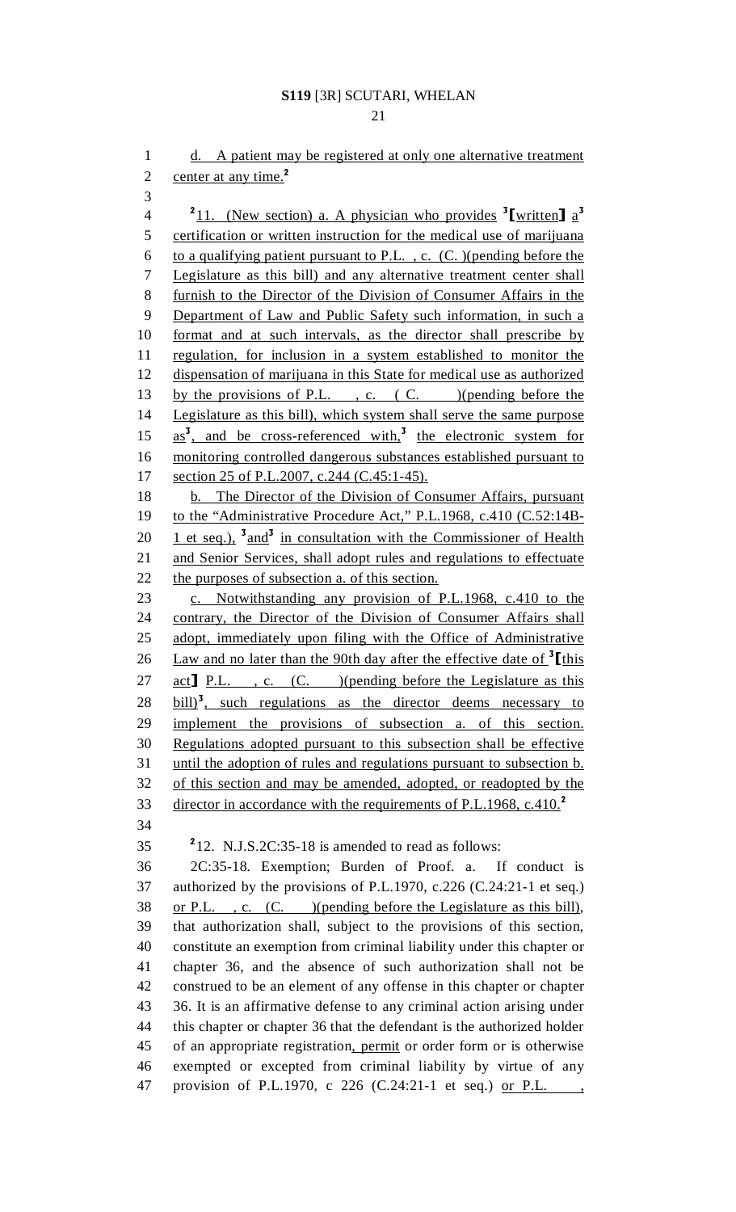d. A patient may be registered at only one alternative treatment center at any time.[2]

[2]11. (New section) a. A physician who provides [3][written] a[3] certification or written instruction for the medical use of marijuana to a qualifying patient pursuant to P.L. , c. (C. )(pending before the Legislature as this bill) and any alternative treatment center shall furnish to the Director of the Division of Consumer Affairs in the Department of Law and Public Safety such information, in such a format and at such intervals, as the director shall prescribe by regulation, for inclusion in a system established to monitor the dispensation of marijuana in this State for medical use as authorized by the provisions of P.L. , c. ( C. )(pending before the Legislature as this bill), which system shall serve the same purpose as[3], and be cross-referenced with,[3] the electronic system for monitoring controlled dangerous substances established pursuant to section 25 of P.L.2007, c.244 (C.45:1-45).

b. The Director of the Division of Consumer Affairs, pursuant to the "Administrative Procedure Act," P.L.1968, c.410 (C.52:14B-1 et seq.), [3]and[3] in consultation with the Commissioner of Health and Senior Services, shall adopt rules and regulations to effectuate the purposes of subsection a. of this section.

c. Notwithstanding any provision of P.L.1968, c.410 to the contrary, the Director of the Division of Consumer Affairs shall adopt, immediately upon filing with the Office of Administrative Law and no later than the 90th day after the effective date of [3][this act] P.L. , c. (C. )(pending before the Legislature as this bill)[3], such regulations as the director deems necessary to implement the provisions of subsection a. of this section. Regulations adopted pursuant to this subsection shall be effective until the adoption of rules and regulations pursuant to subsection b. of this section and may be amended, adopted, or readopted by the director in accordance with the requirements of P.L.1968, c.410.[2]

[2]12. N.J.S.2C:35-18 is amended to read as follows:

2C:35-18. Exemption; Burden of Proof. a. If conduct is authorized by the provisions of P.L.1970, c.226 (C.24:21-1 et seq.) or P.L. , c. (C. )(pending before the Legislature as this bill), that authorization shall, subject to the provisions of this section, constitute an exemption from criminal liability under this chapter or chapter 36, and the absence of such authorization shall not be construed to be an element of any offense in this chapter or chapter 36. It is an affirmative defense to any criminal action arising under this chapter or chapter 36 that the defendant is the authorized holder of an appropriate registration, permit or order form or is otherwise exempted or excepted from criminal liability by virtue of any provision of P.L.1970, c 226 (C.24:21-1 et seq.) or P.L. ,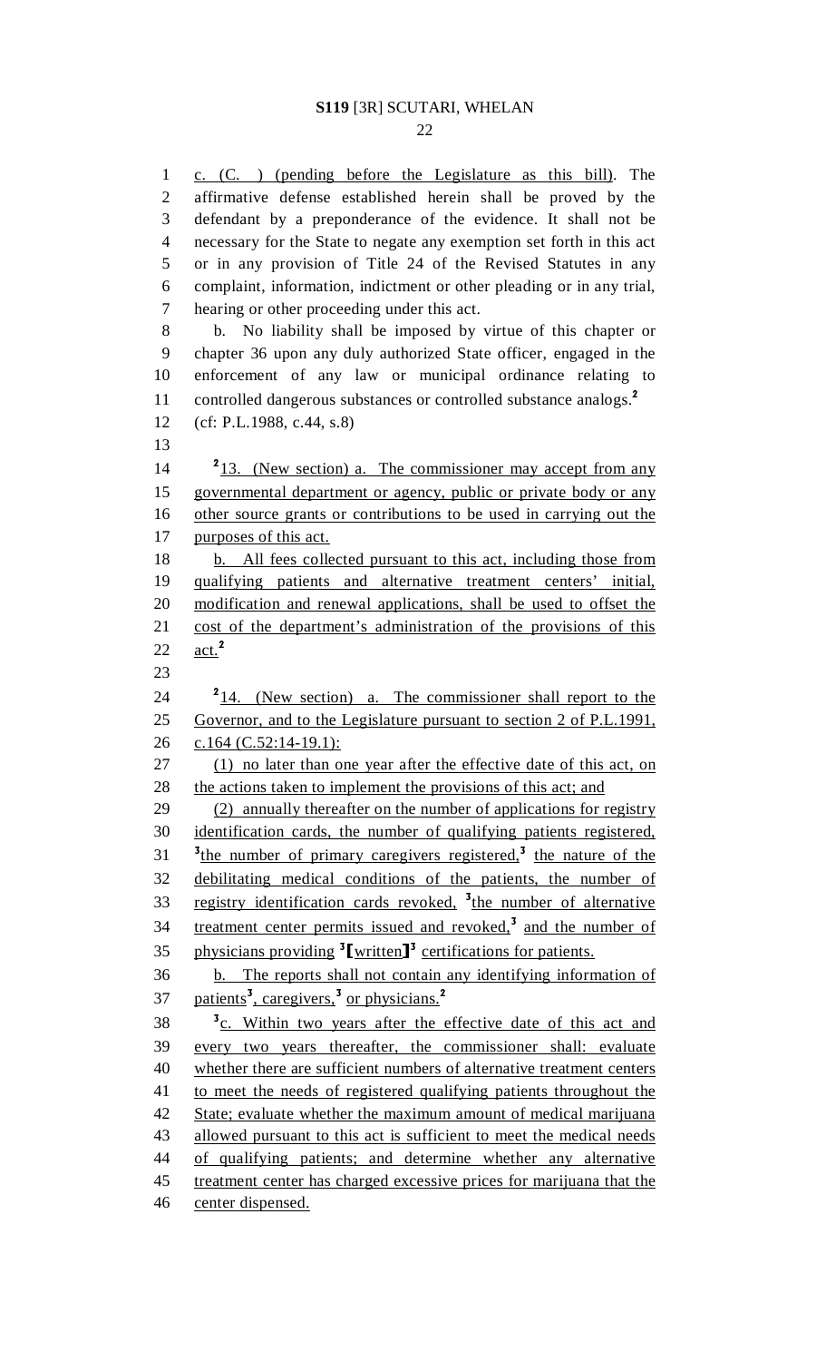c. (C. ) (pending before the Legislature as this bill). The affirmative defense established herein shall be proved by the defendant by a preponderance of the evidence. It shall not be necessary for the State to negate any exemption set forth in this act or in any provision of Title 24 of the Revised Statutes in any complaint, information, indictment or other pleading or in any trial, hearing or other proceeding under this act.

b. No liability shall be imposed by virtue of this chapter or chapter 36 upon any duly authorized State officer, engaged in the enforcement of any law or municipal ordinance relating to controlled dangerous substances or controlled substance analogs.[2]

(cf: P.L.1988, c.44, s.8)

[2]13. (New section) a. The commissioner may accept from any governmental department or agency, public or private body or any other source grants or contributions to be used in carrying out the purposes of this act.

b. All fees collected pursuant to this act, including those from qualifying patients and alternative treatment centers' initial, modification and renewal applications, shall be used to offset the cost of the department's administration of the provisions of this act.[2]

[2]14. (New section) a. The commissioner shall report to the Governor, and to the Legislature pursuant to section 2 of P.L.1991, c.164 (C.52:14-19.1):

(1) no later than one year after the effective date of this act, on the actions taken to implement the provisions of this act; and

(2) annually thereafter on the number of applications for registry identification cards, the number of qualifying patients registered, [3]the number of primary caregivers registered,[3] the nature of the debilitating medical conditions of the patients, the number of registry identification cards revoked, [3]the number of alternative treatment center permits issued and revoked,[3] and the number of physicians providing [3][written][3] certifications for patients.

b. The reports shall not contain any identifying information of patients[3], caregivers,[3] or physicians.[2]

[3]c. Within two years after the effective date of this act and every two years thereafter, the commissioner shall: evaluate whether there are sufficient numbers of alternative treatment centers to meet the needs of registered qualifying patients throughout the State; evaluate whether the maximum amount of medical marijuana allowed pursuant to this act is sufficient to meet the medical needs of qualifying patients; and determine whether any alternative treatment center has charged excessive prices for marijuana that the center dispensed.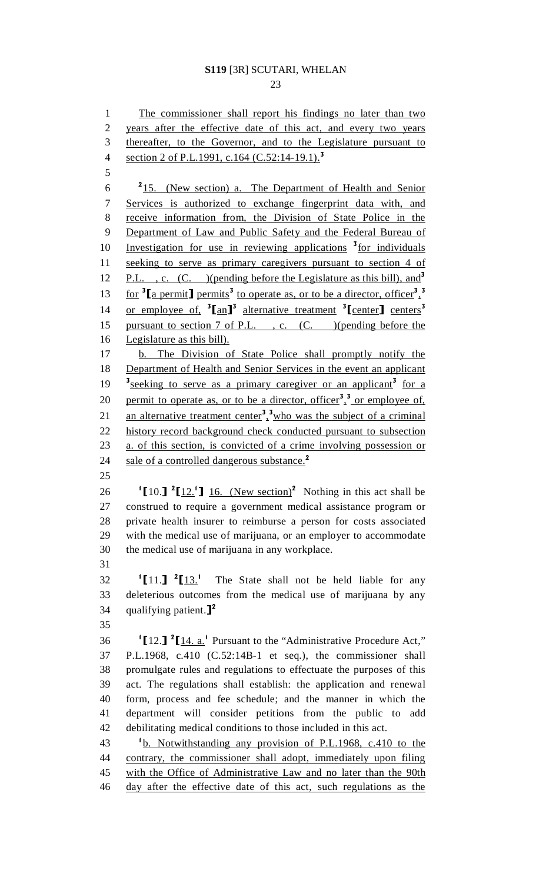The commissioner shall report his findings no later than two years after the effective date of this act, and every two years thereafter, to the Governor, and to the Legislature pursuant to section 2 of P.L.1991, c.164 (C.52:14-19.1).[3]

[2]15. (New section) a. The Department of Health and Senior Services is authorized to exchange fingerprint data with, and receive information from, the Division of State Police in the Department of Law and Public Safety and the Federal Bureau of Investigation for use in reviewing applications [3]for individuals seeking to serve as primary caregivers pursuant to section 4 of P.L. , c. (C. )(pending before the Legislature as this bill), and[3] for [3][a permit] permits[3] to operate as, or to be a director, officer[3],[3] or employee of, [3][an][3] alternative treatment [3][center] centers[3] pursuant to section 7 of P.L. , c. (C. )(pending before the Legislature as this bill).

b. The Division of State Police shall promptly notify the Department of Health and Senior Services in the event an applicant [3]seeking to serve as a primary caregiver or an applicant[3] for a permit to operate as, or to be a director, officer[3],[3] or employee of, an alternative treatment center[3],[3]who was the subject of a criminal history record background check conducted pursuant to subsection a. of this section, is convicted of a crime involving possession or sale of a controlled dangerous substance.[2]

[1][10.] [2][12.[1]] 16. (New section)[2] Nothing in this act shall be construed to require a government medical assistance program or private health insurer to reimburse a person for costs associated with the medical use of marijuana, or an employer to accommodate the medical use of marijuana in any workplace.

[1][11.] [2][13.[1] The State shall not be held liable for any deleterious outcomes from the medical use of marijuana by any qualifying patient.][2]

[1][12.] [2][14. a.[1] Pursuant to the "Administrative Procedure Act," P.L.1968, c.410 (C.52:14B-1 et seq.), the commissioner shall promulgate rules and regulations to effectuate the purposes of this act. The regulations shall establish: the application and renewal form, process and fee schedule; and the manner in which the department will consider petitions from the public to add debilitating medical conditions to those included in this act.

[1]b. Notwithstanding any provision of P.L.1968, c.410 to the contrary, the commissioner shall adopt, immediately upon filing with the Office of Administrative Law and no later than the 90th day after the effective date of this act, such regulations as the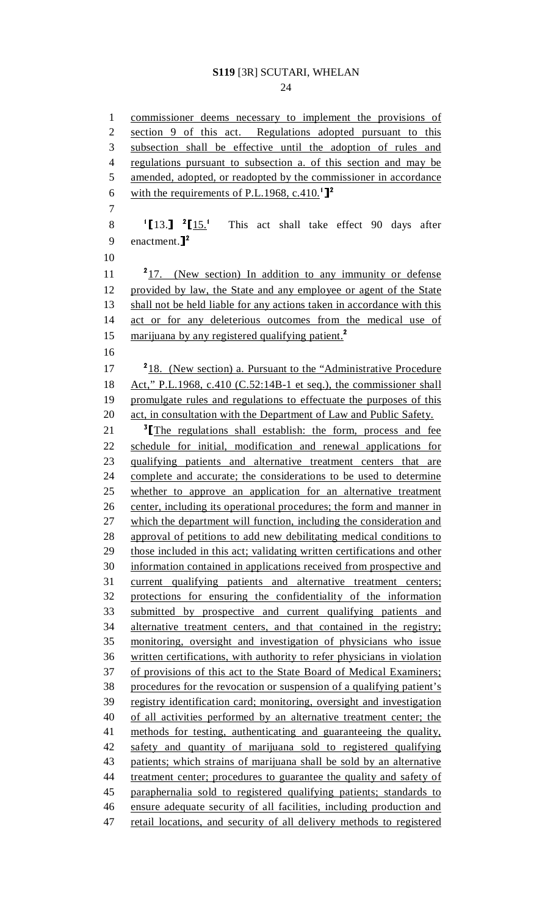commissioner deems necessary to implement the provisions of section 9 of this act. Regulations adopted pursuant to this subsection shall be effective until the adoption of rules and regulations pursuant to subsection a. of this section and may be amended, adopted, or readopted by the commissioner in accordance with the requirements of P.L.1968, c.410.[1] ]][2]

[1][13.] [2][15.[1] This act shall take effect 90 days after enactment.]][2]

[2]17. (New section) In addition to any immunity or defense provided by law, the State and any employee or agent of the State shall not be held liable for any actions taken in accordance with this act or for any deleterious outcomes from the medical use of marijuana by any registered qualifying patient.[2]

[2]18. (New section) a. Pursuant to the "Administrative Procedure Act," P.L.1968, c.410 (C.52:14B-1 et seq.), the commissioner shall promulgate rules and regulations to effectuate the purposes of this act, in consultation with the Department of Law and Public Safety.

[3][The regulations shall establish: the form, process and fee schedule for initial, modification and renewal applications for qualifying patients and alternative treatment centers that are complete and accurate; the considerations to be used to determine whether to approve an application for an alternative treatment center, including its operational procedures; the form and manner in which the department will function, including the consideration and approval of petitions to add new debilitating medical conditions to those included in this act; validating written certifications and other information contained in applications received from prospective and current qualifying patients and alternative treatment centers; protections for ensuring the confidentiality of the information submitted by prospective and current qualifying patients and alternative treatment centers, and that contained in the registry; monitoring, oversight and investigation of physicians who issue written certifications, with authority to refer physicians in violation of provisions of this act to the State Board of Medical Examiners; procedures for the revocation or suspension of a qualifying patient's registry identification card; monitoring, oversight and investigation of all activities performed by an alternative treatment center; the methods for testing, authenticating and guaranteeing the quality, safety and quantity of marijuana sold to registered qualifying patients; which strains of marijuana shall be sold by an alternative treatment center; procedures to guarantee the quality and safety of paraphernalia sold to registered qualifying patients; standards to ensure adequate security of all facilities, including production and retail locations, and security of all delivery methods to registered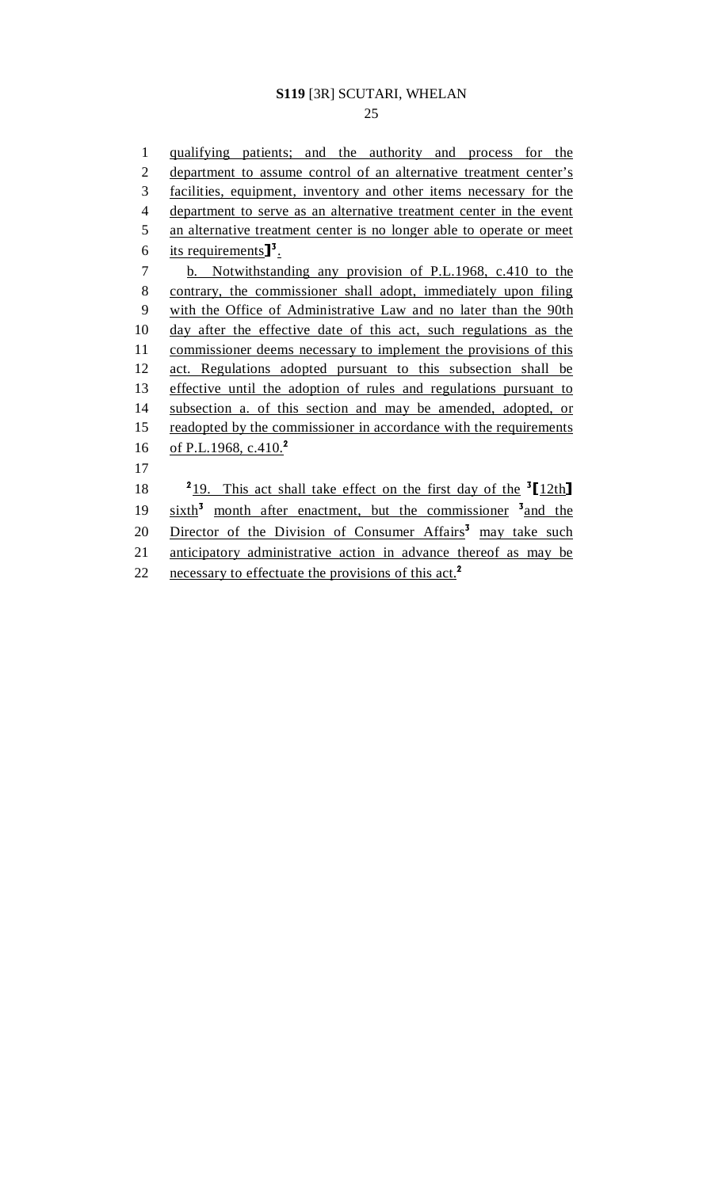qualifying patients; and the authority and process for the department to assume control of an alternative treatment center's facilities, equipment, inventory and other items necessary for the department to serve as an alternative treatment center in the event an alternative treatment center is no longer able to operate or meet its requirements]³.

b. Notwithstanding any provision of P.L.1968, c.410 to the contrary, the commissioner shall adopt, immediately upon filing with the Office of Administrative Law and no later than the 90th day after the effective date of this act, such regulations as the commissioner deems necessary to implement the provisions of this act. Regulations adopted pursuant to this subsection shall be effective until the adoption of rules and regulations pursuant to subsection a. of this section and may be amended, adopted, or readopted by the commissioner in accordance with the requirements of P.L.1968, c.410.²

²19. This act shall take effect on the first day of the ³[12th] sixth³ month after enactment, but the commissioner ³and the Director of the Division of Consumer Affairs³ may take such anticipatory administrative action in advance thereof as may be necessary to effectuate the provisions of this act.²